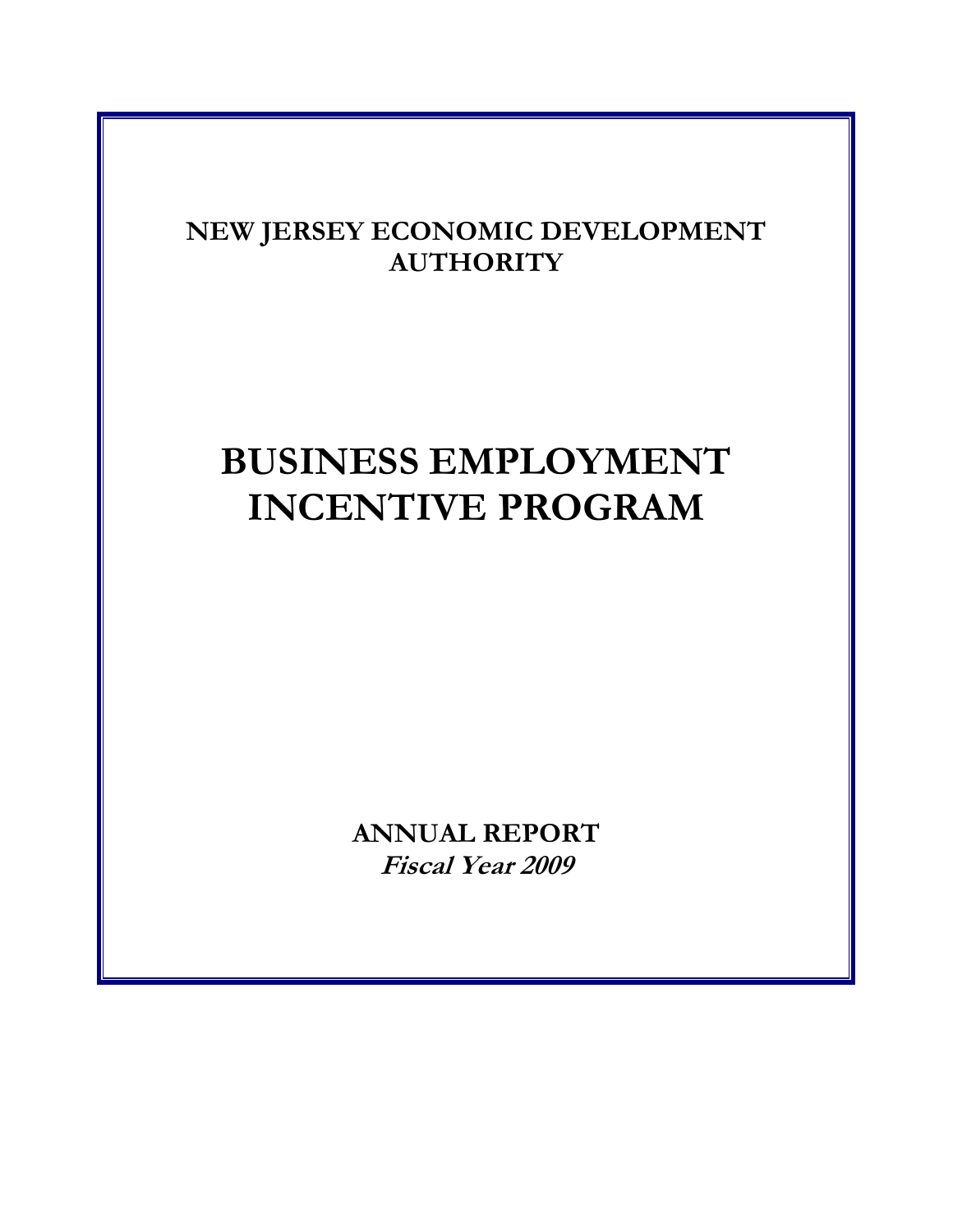**NEW JERSEY ECONOMIC DEVELOPMENT AUTHORITY**

# BUSINESS EMPLOYMENT INCENTIVE PROGRAM

**ANNUAL REPORT**

***Fiscal Year 2009***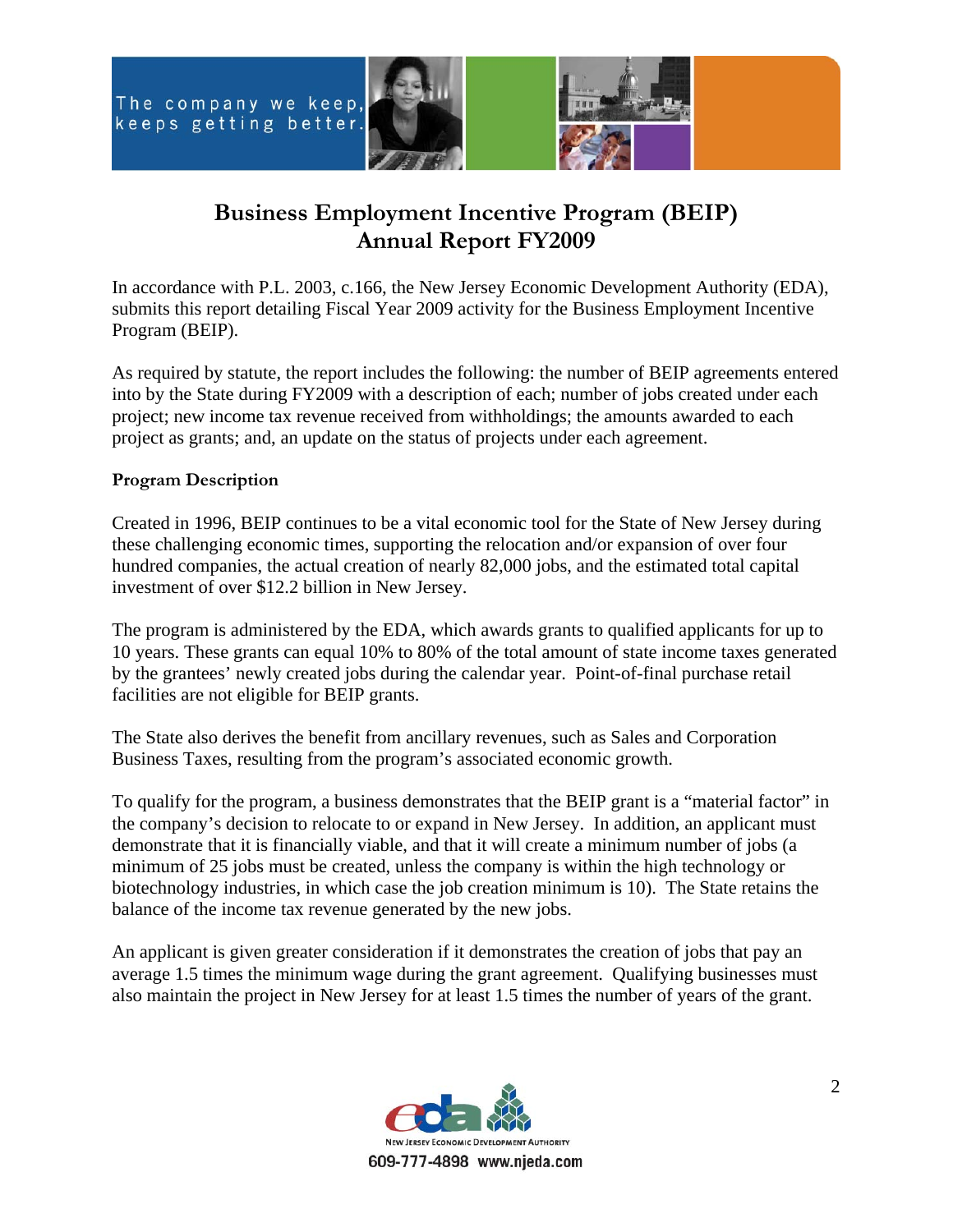# Business Employment Incentive Program (BEIP)
# Annual Report FY2009

In accordance with P.L. 2003, c.166, the New Jersey Economic Development Authority (EDA), submits this report detailing Fiscal Year 2009 activity for the Business Employment Incentive Program (BEIP).

As required by statute, the report includes the following: the number of BEIP agreements entered into by the State during FY2009 with a description of each; number of jobs created under each project; new income tax revenue received from withholdings; the amounts awarded to each project as grants; and, an update on the status of projects under each agreement.

**Program Description**

Created in 1996, BEIP continues to be a vital economic tool for the State of New Jersey during these challenging economic times, supporting the relocation and/or expansion of over four hundred companies, the actual creation of nearly 82,000 jobs, and the estimated total capital investment of over $12.2 billion in New Jersey.

The program is administered by the EDA, which awards grants to qualified applicants for up to 10 years. These grants can equal 10% to 80% of the total amount of state income taxes generated by the grantees' newly created jobs during the calendar year. Point-of-final purchase retail facilities are not eligible for BEIP grants.

The State also derives the benefit from ancillary revenues, such as Sales and Corporation Business Taxes, resulting from the program's associated economic growth.

To qualify for the program, a business demonstrates that the BEIP grant is a "material factor" in the company's decision to relocate to or expand in New Jersey. In addition, an applicant must demonstrate that it is financially viable, and that it will create a minimum number of jobs (a minimum of 25 jobs must be created, unless the company is within the high technology or biotechnology industries, in which case the job creation minimum is 10). The State retains the balance of the income tax revenue generated by the new jobs.

An applicant is given greater consideration if it demonstrates the creation of jobs that pay an average 1.5 times the minimum wage during the grant agreement. Qualifying businesses must also maintain the project in New Jersey for at least 1.5 times the number of years of the grant.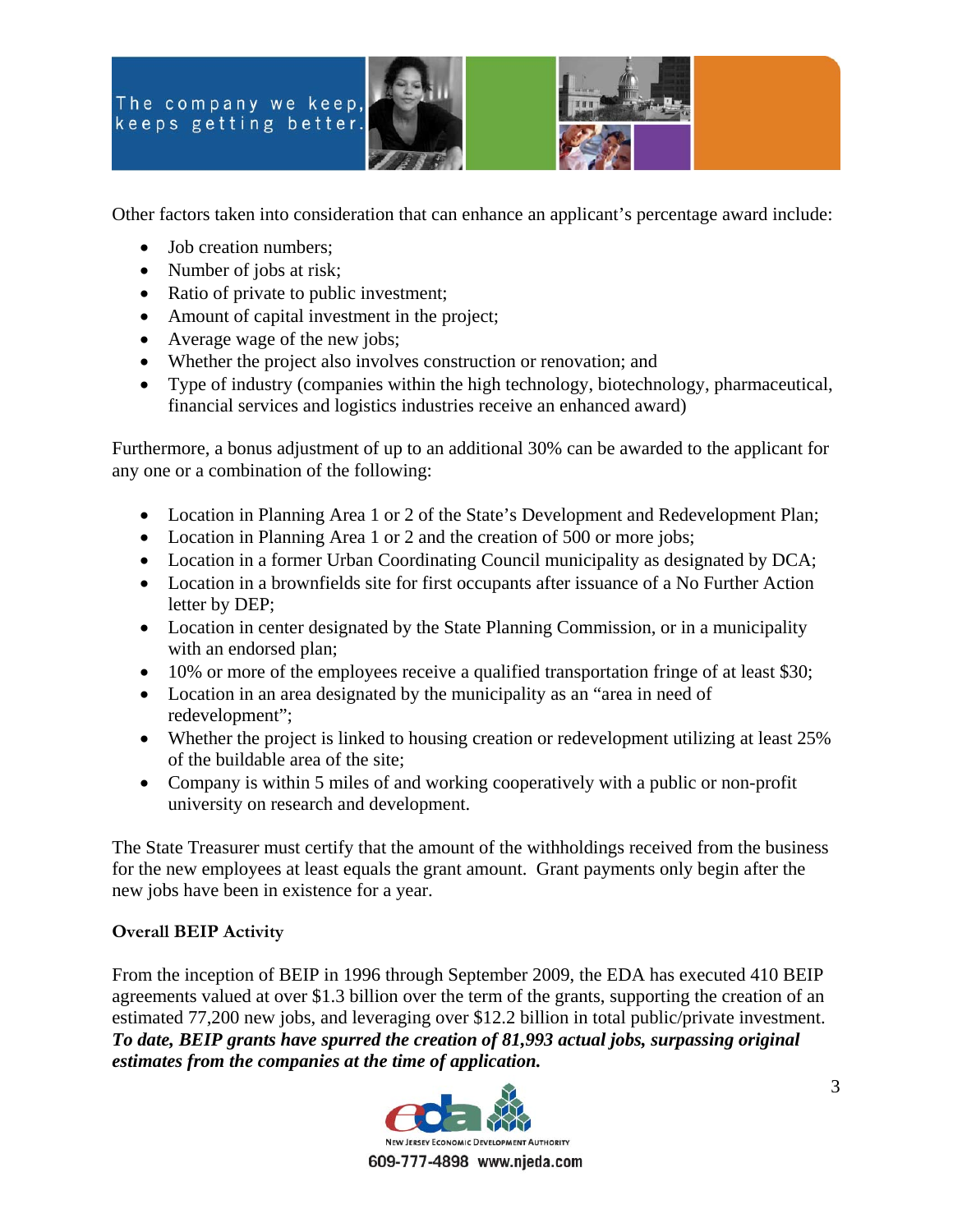Other factors taken into consideration that can enhance an applicant's percentage award include:

- Job creation numbers;
- Number of jobs at risk;
- Ratio of private to public investment;
- Amount of capital investment in the project;
- Average wage of the new jobs;
- Whether the project also involves construction or renovation; and
- Type of industry (companies within the high technology, biotechnology, pharmaceutical, financial services and logistics industries receive an enhanced award)

Furthermore, a bonus adjustment of up to an additional 30% can be awarded to the applicant for any one or a combination of the following:

- Location in Planning Area 1 or 2 of the State's Development and Redevelopment Plan;
- Location in Planning Area 1 or 2 and the creation of 500 or more jobs;
- Location in a former Urban Coordinating Council municipality as designated by DCA;
- Location in a brownfields site for first occupants after issuance of a No Further Action letter by DEP;
- Location in center designated by the State Planning Commission, or in a municipality with an endorsed plan;
- 10% or more of the employees receive a qualified transportation fringe of at least $30;
- Location in an area designated by the municipality as an "area in need of redevelopment";
- Whether the project is linked to housing creation or redevelopment utilizing at least 25% of the buildable area of the site;
- Company is within 5 miles of and working cooperatively with a public or non-profit university on research and development.

The State Treasurer must certify that the amount of the withholdings received from the business for the new employees at least equals the grant amount. Grant payments only begin after the new jobs have been in existence for a year.

**Overall BEIP Activity**

From the inception of BEIP in 1996 through September 2009, the EDA has executed 410 BEIP agreements valued at over $1.3 billion over the term of the grants, supporting the creation of an estimated 77,200 new jobs, and leveraging over $12.2 billion in total public/private investment. ***To date, BEIP grants have spurred the creation of 81,993 actual jobs, surpassing original estimates from the companies at the time of application.***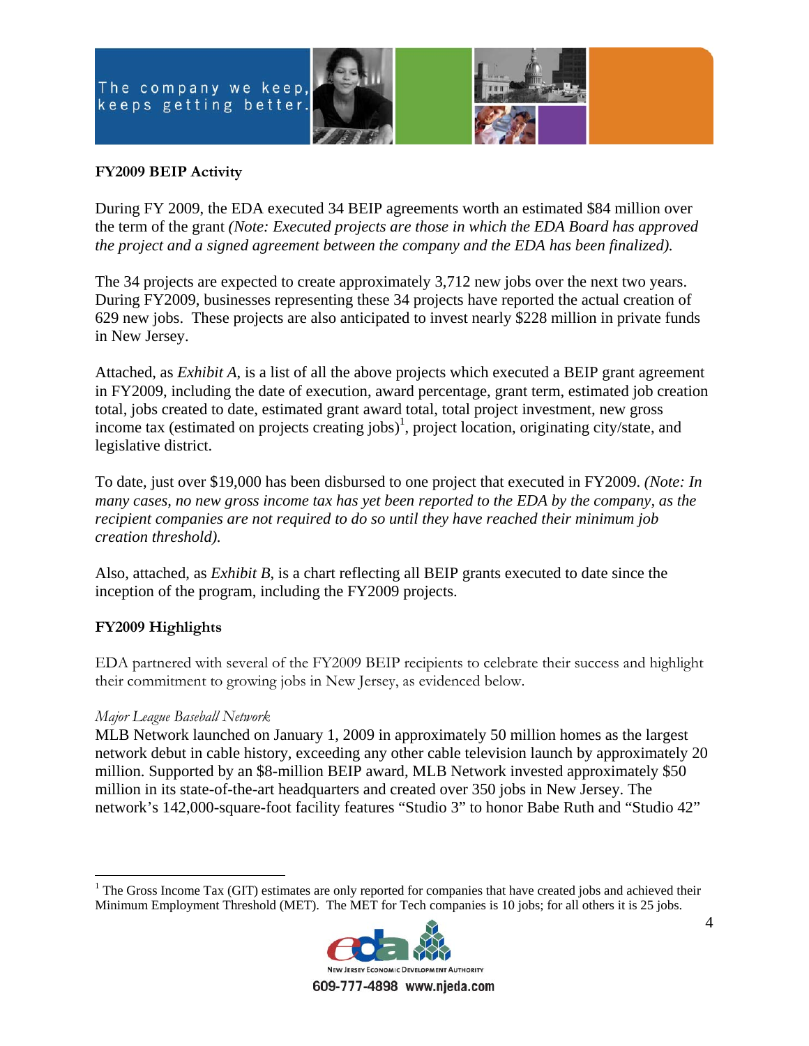**FY2009 BEIP Activity**

During FY 2009, the EDA executed 34 BEIP agreements worth an estimated $84 million over the term of the grant *(Note: Executed projects are those in which the EDA Board has approved the project and a signed agreement between the company and the EDA has been finalized).*

The 34 projects are expected to create approximately 3,712 new jobs over the next two years. During FY2009, businesses representing these 34 projects have reported the actual creation of 629 new jobs. These projects are also anticipated to invest nearly $228 million in private funds in New Jersey.

Attached, as *Exhibit A*, is a list of all the above projects which executed a BEIP grant agreement in FY2009, including the date of execution, award percentage, grant term, estimated job creation total, jobs created to date, estimated grant award total, total project investment, new gross income tax (estimated on projects creating jobs)[1], project location, originating city/state, and legislative district.

To date, just over $19,000 has been disbursed to one project that executed in FY2009. *(Note: In many cases, no new gross income tax has yet been reported to the EDA by the company, as the recipient companies are not required to do so until they have reached their minimum job creation threshold).*

Also, attached, as *Exhibit B*, is a chart reflecting all BEIP grants executed to date since the inception of the program, including the FY2009 projects.

**FY2009 Highlights**

EDA partnered with several of the FY2009 BEIP recipients to celebrate their success and highlight their commitment to growing jobs in New Jersey, as evidenced below.

*Major League Baseball Network*

MLB Network launched on January 1, 2009 in approximately 50 million homes as the largest network debut in cable history, exceeding any other cable television launch by approximately 20 million. Supported by an $8-million BEIP award, MLB Network invested approximately $50 million in its state-of-the-art headquarters and created over 350 jobs in New Jersey. The network's 142,000-square-foot facility features "Studio 3" to honor Babe Ruth and "Studio 42"

[1] The Gross Income Tax (GIT) estimates are only reported for companies that have created jobs and achieved their Minimum Employment Threshold (MET). The MET for Tech companies is 10 jobs; for all others it is 25 jobs.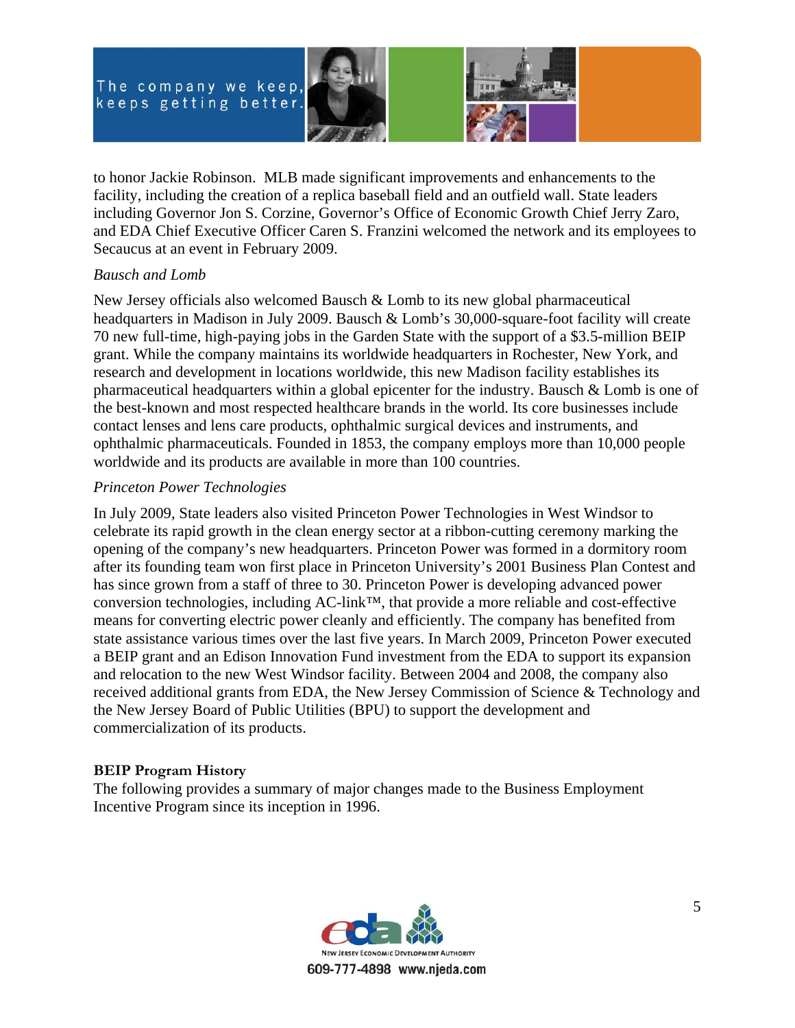to honor Jackie Robinson. MLB made significant improvements and enhancements to the facility, including the creation of a replica baseball field and an outfield wall. State leaders including Governor Jon S. Corzine, Governor's Office of Economic Growth Chief Jerry Zaro, and EDA Chief Executive Officer Caren S. Franzini welcomed the network and its employees to Secaucus at an event in February 2009.

*Bausch and Lomb*

New Jersey officials also welcomed Bausch & Lomb to its new global pharmaceutical headquarters in Madison in July 2009. Bausch & Lomb's 30,000-square-foot facility will create 70 new full-time, high-paying jobs in the Garden State with the support of a $3.5-million BEIP grant. While the company maintains its worldwide headquarters in Rochester, New York, and research and development in locations worldwide, this new Madison facility establishes its pharmaceutical headquarters within a global epicenter for the industry. Bausch & Lomb is one of the best-known and most respected healthcare brands in the world. Its core businesses include contact lenses and lens care products, ophthalmic surgical devices and instruments, and ophthalmic pharmaceuticals. Founded in 1853, the company employs more than 10,000 people worldwide and its products are available in more than 100 countries.

*Princeton Power Technologies*

In July 2009, State leaders also visited Princeton Power Technologies in West Windsor to celebrate its rapid growth in the clean energy sector at a ribbon-cutting ceremony marking the opening of the company's new headquarters. Princeton Power was formed in a dormitory room after its founding team won first place in Princeton University's 2001 Business Plan Contest and has since grown from a staff of three to 30. Princeton Power is developing advanced power conversion technologies, including AC-link™, that provide a more reliable and cost-effective means for converting electric power cleanly and efficiently. The company has benefited from state assistance various times over the last five years. In March 2009, Princeton Power executed a BEIP grant and an Edison Innovation Fund investment from the EDA to support its expansion and relocation to the new West Windsor facility. Between 2004 and 2008, the company also received additional grants from EDA, the New Jersey Commission of Science & Technology and the New Jersey Board of Public Utilities (BPU) to support the development and commercialization of its products.

**BEIP Program History**

The following provides a summary of major changes made to the Business Employment Incentive Program since its inception in 1996.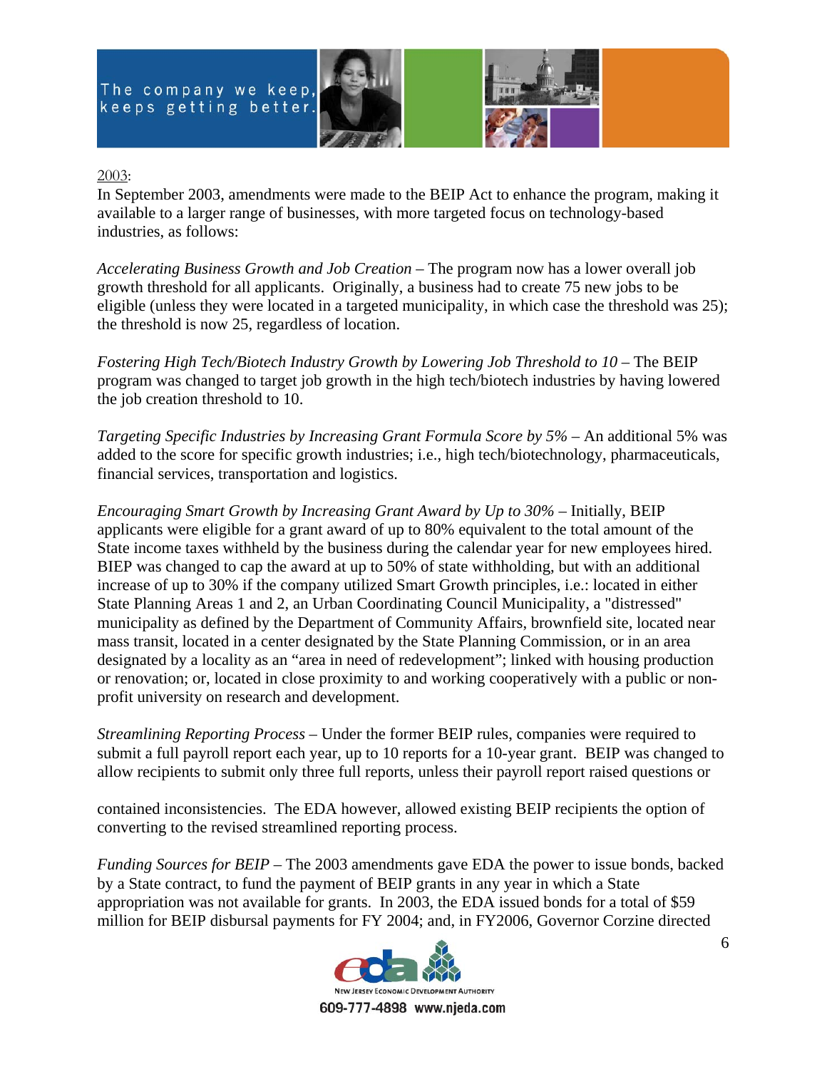2003:

In September 2003, amendments were made to the BEIP Act to enhance the program, making it available to a larger range of businesses, with more targeted focus on technology-based industries, as follows:

*Accelerating Business Growth and Job Creation* – The program now has a lower overall job growth threshold for all applicants. Originally, a business had to create 75 new jobs to be eligible (unless they were located in a targeted municipality, in which case the threshold was 25); the threshold is now 25, regardless of location.

*Fostering High Tech/Biotech Industry Growth by Lowering Job Threshold to 10* – The BEIP program was changed to target job growth in the high tech/biotech industries by having lowered the job creation threshold to 10.

*Targeting Specific Industries by Increasing Grant Formula Score by 5%* – An additional 5% was added to the score for specific growth industries; i.e., high tech/biotechnology, pharmaceuticals, financial services, transportation and logistics.

*Encouraging Smart Growth by Increasing Grant Award by Up to 30%* – Initially, BEIP applicants were eligible for a grant award of up to 80% equivalent to the total amount of the State income taxes withheld by the business during the calendar year for new employees hired. BIEP was changed to cap the award at up to 50% of state withholding, but with an additional increase of up to 30% if the company utilized Smart Growth principles, i.e.: located in either State Planning Areas 1 and 2, an Urban Coordinating Council Municipality, a "distressed" municipality as defined by the Department of Community Affairs, brownfield site, located near mass transit, located in a center designated by the State Planning Commission, or in an area designated by a locality as an "area in need of redevelopment"; linked with housing production or renovation; or, located in close proximity to and working cooperatively with a public or non-profit university on research and development.

*Streamlining Reporting Process* – Under the former BEIP rules, companies were required to submit a full payroll report each year, up to 10 reports for a 10-year grant. BEIP was changed to allow recipients to submit only three full reports, unless their payroll report raised questions or contained inconsistencies. The EDA however, allowed existing BEIP recipients the option of converting to the revised streamlined reporting process.

*Funding Sources for BEIP* – The 2003 amendments gave EDA the power to issue bonds, backed by a State contract, to fund the payment of BEIP grants in any year in which a State appropriation was not available for grants. In 2003, the EDA issued bonds for a total of $59 million for BEIP disbursal payments for FY 2004; and, in FY2006, Governor Corzine directed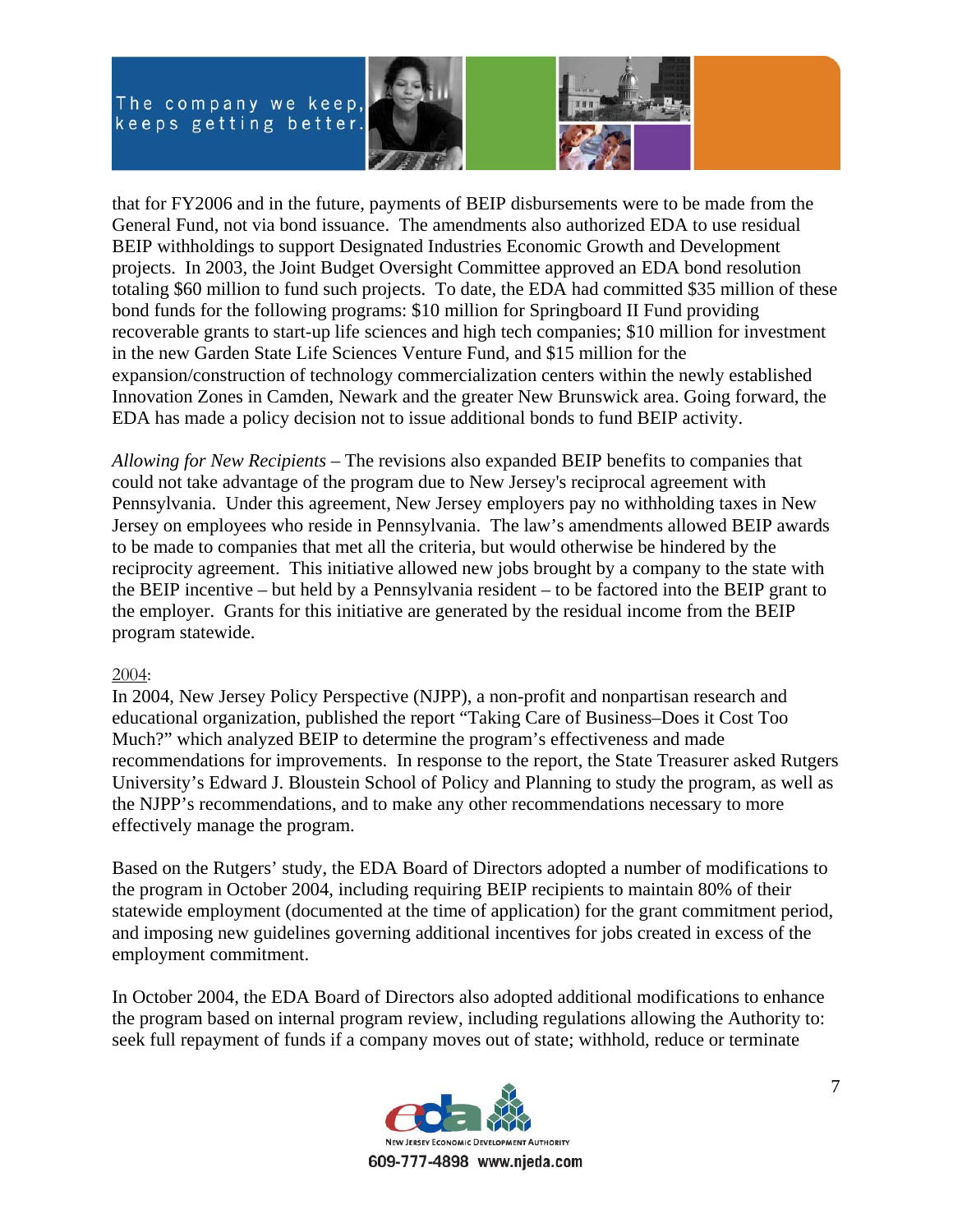that for FY2006 and in the future, payments of BEIP disbursements were to be made from the General Fund, not via bond issuance. The amendments also authorized EDA to use residual BEIP withholdings to support Designated Industries Economic Growth and Development projects. In 2003, the Joint Budget Oversight Committee approved an EDA bond resolution totaling $60 million to fund such projects. To date, the EDA had committed $35 million of these bond funds for the following programs: $10 million for Springboard II Fund providing recoverable grants to start-up life sciences and high tech companies; $10 million for investment in the new Garden State Life Sciences Venture Fund, and $15 million for the expansion/construction of technology commercialization centers within the newly established Innovation Zones in Camden, Newark and the greater New Brunswick area. Going forward, the EDA has made a policy decision not to issue additional bonds to fund BEIP activity.

*Allowing for New Recipients* – The revisions also expanded BEIP benefits to companies that could not take advantage of the program due to New Jersey's reciprocal agreement with Pennsylvania. Under this agreement, New Jersey employers pay no withholding taxes in New Jersey on employees who reside in Pennsylvania. The law's amendments allowed BEIP awards to be made to companies that met all the criteria, but would otherwise be hindered by the reciprocity agreement. This initiative allowed new jobs brought by a company to the state with the BEIP incentive – but held by a Pennsylvania resident – to be factored into the BEIP grant to the employer. Grants for this initiative are generated by the residual income from the BEIP program statewide.

2004:

In 2004, New Jersey Policy Perspective (NJPP), a non-profit and nonpartisan research and educational organization, published the report "Taking Care of Business–Does it Cost Too Much?" which analyzed BEIP to determine the program's effectiveness and made recommendations for improvements. In response to the report, the State Treasurer asked Rutgers University's Edward J. Bloustein School of Policy and Planning to study the program, as well as the NJPP's recommendations, and to make any other recommendations necessary to more effectively manage the program.

Based on the Rutgers' study, the EDA Board of Directors adopted a number of modifications to the program in October 2004, including requiring BEIP recipients to maintain 80% of their statewide employment (documented at the time of application) for the grant commitment period, and imposing new guidelines governing additional incentives for jobs created in excess of the employment commitment.

In October 2004, the EDA Board of Directors also adopted additional modifications to enhance the program based on internal program review, including regulations allowing the Authority to: seek full repayment of funds if a company moves out of state; withhold, reduce or terminate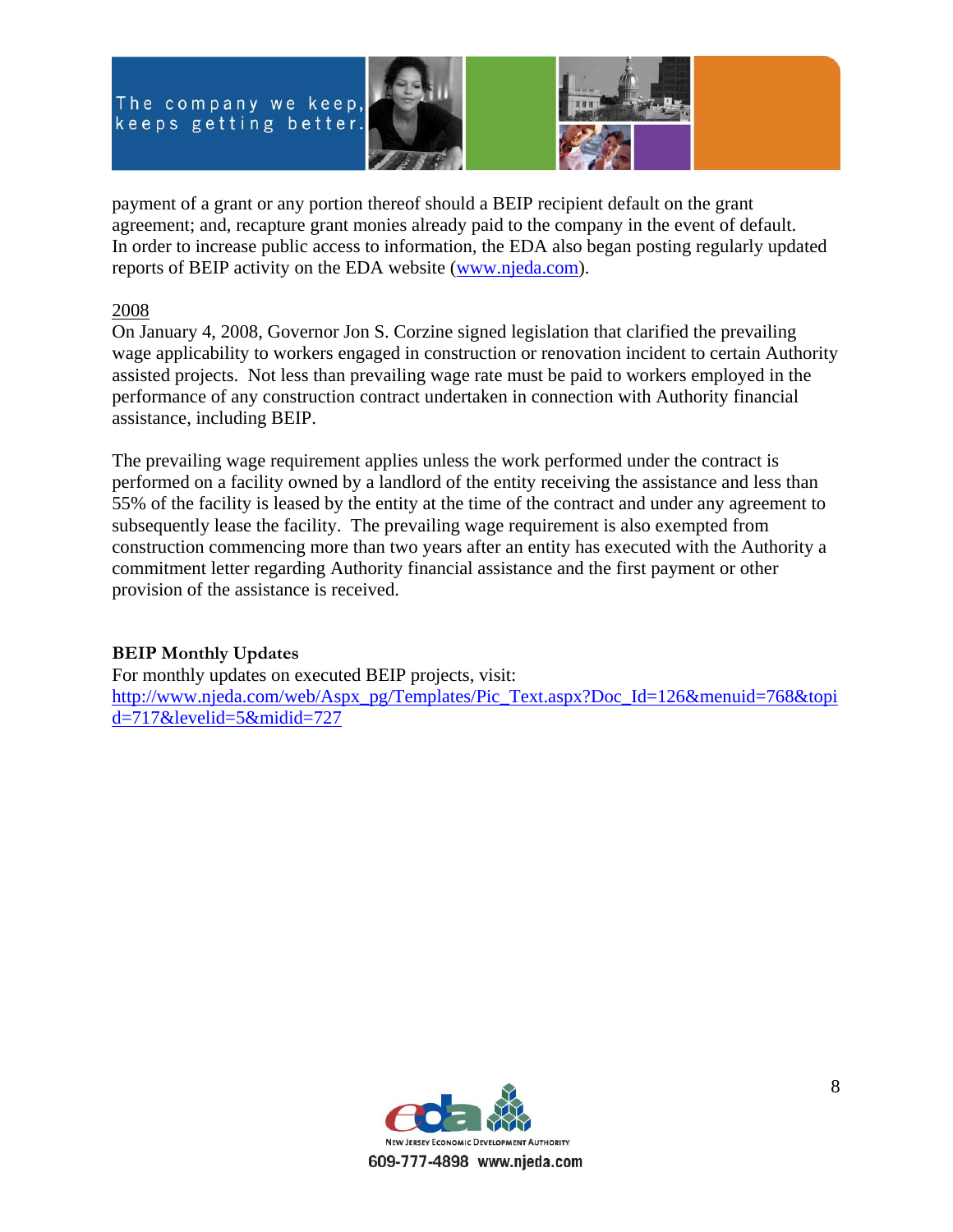payment of a grant or any portion thereof should a BEIP recipient default on the grant agreement; and, recapture grant monies already paid to the company in the event of default. In order to increase public access to information, the EDA also began posting regularly updated reports of BEIP activity on the EDA website (www.njeda.com).

2008

On January 4, 2008, Governor Jon S. Corzine signed legislation that clarified the prevailing wage applicability to workers engaged in construction or renovation incident to certain Authority assisted projects. Not less than prevailing wage rate must be paid to workers employed in the performance of any construction contract undertaken in connection with Authority financial assistance, including BEIP.

The prevailing wage requirement applies unless the work performed under the contract is performed on a facility owned by a landlord of the entity receiving the assistance and less than 55% of the facility is leased by the entity at the time of the contract and under any agreement to subsequently lease the facility. The prevailing wage requirement is also exempted from construction commencing more than two years after an entity has executed with the Authority a commitment letter regarding Authority financial assistance and the first payment or other provision of the assistance is received.

**BEIP Monthly Updates**

For monthly updates on executed BEIP projects, visit:
http://www.njeda.com/web/Aspx_pg/Templates/Pic_Text.aspx?Doc_Id=126&menuid=768&topid=717&levelid=5&midid=727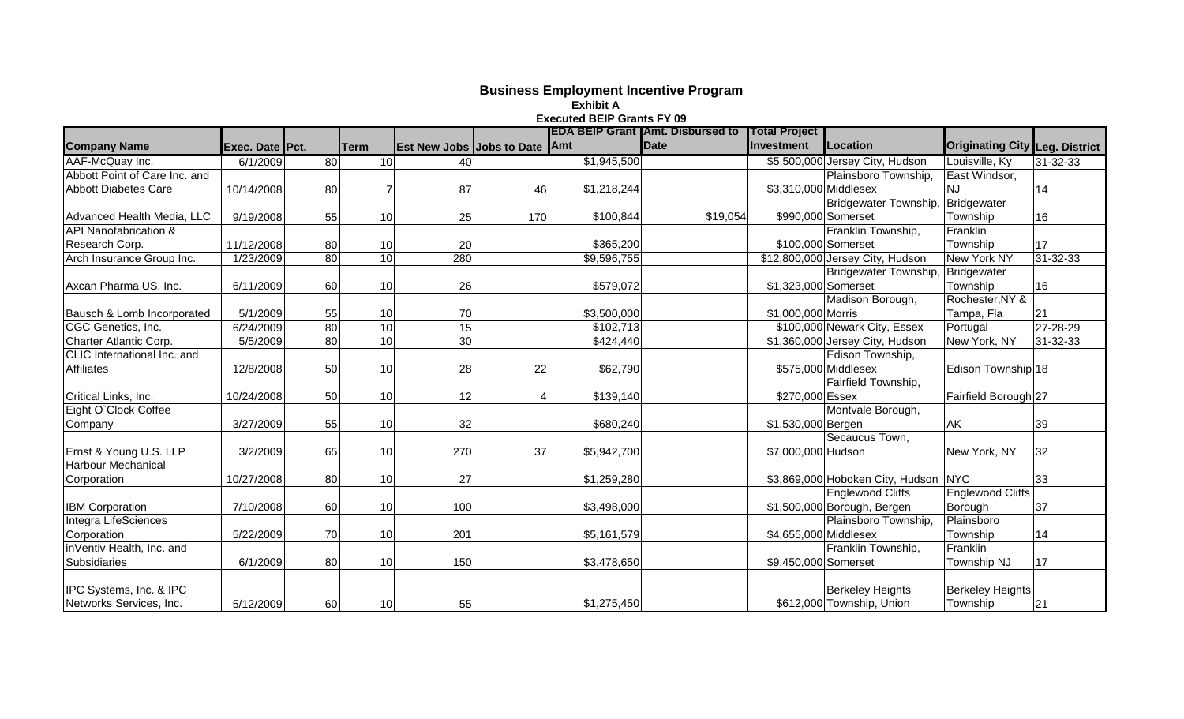# Business Employment Incentive Program

**Exhibit A**

**Executed BEIP Grants FY 09**

| Company Name | Exec. Date | Pct. | Term | Est New Jobs | Jobs to Date | EDA BEIP Grant Amt | Amt. Disbursed to Date | Total Project Investment | Location | Originating City | Leg. District |
|---|---|---|---|---|---|---|---|---|---|---|---|
| AAF-McQuay Inc. | 6/1/2009 | 80 | 10 | 40 | | $1,945,500 | | $5,500,000 | Jersey City, Hudson | Louisville, Ky | 31-32-33 |
| Abbott Point of Care Inc. and Abbott Diabetes Care | 10/14/2008 | 80 | 7 | 87 | 46 | $1,218,244 | | $3,310,000 | Plainsboro Township, Middlesex | East Windsor, NJ | 14 |
| Advanced Health Media, LLC | 9/19/2008 | 55 | 10 | 25 | 170 | $100,844 | $19,054 | $990,000 | Bridgewater Township, Somerset | Bridgewater Township | 16 |
| API Nanofabrication & Research Corp. | 11/12/2008 | 80 | 10 | 20 | | $365,200 | | $100,000 | Franklin Township, Somerset | Franklin Township | 17 |
| Arch Insurance Group Inc. | 1/23/2009 | 80 | 10 | 280 | | $9,596,755 | | $12,800,000 | Jersey City, Hudson | New York NY | 31-32-33 |
| Axcan Pharma US, Inc. | 6/11/2009 | 60 | 10 | 26 | | $579,072 | | $1,323,000 | Bridgewater Township, Somerset | Bridgewater Township | 16 |
| Bausch & Lomb Incorporated | 5/1/2009 | 55 | 10 | 70 | | $3,500,000 | | $1,000,000 | Madison Borough, Morris | Rochester,NY & Tampa, Fla | 21 |
| CGC Genetics, Inc. | 6/24/2009 | 80 | 10 | 15 | | $102,713 | | $100,000 | Newark City, Essex | Portugal | 27-28-29 |
| Charter Atlantic Corp. | 5/5/2009 | 80 | 10 | 30 | | $424,440 | | $1,360,000 | Jersey City, Hudson | New York, NY | 31-32-33 |
| CLIC International Inc. and Affiliates | 12/8/2008 | 50 | 10 | 28 | 22 | $62,790 | | $575,000 | Edison Township, Middlesex | Edison Township | 18 |
| Critical Links, Inc. | 10/24/2008 | 50 | 10 | 12 | 4 | $139,140 | | $270,000 | Fairfield Township, Essex | Fairfield Borough | 27 |
| Eight O`Clock Coffee Company | 3/27/2009 | 55 | 10 | 32 | | $680,240 | | $1,530,000 | Montvale Borough, Bergen | AK | 39 |
| Ernst & Young U.S. LLP | 3/2/2009 | 65 | 10 | 270 | 37 | $5,942,700 | | $7,000,000 | Secaucus Town, Hudson | New York, NY | 32 |
| Harbour Mechanical Corporation | 10/27/2008 | 80 | 10 | 27 | | $1,259,280 | | $3,869,000 | Hoboken City, Hudson | NYC | 33 |
| IBM Corporation | 7/10/2008 | 60 | 10 | 100 | | $3,498,000 | | $1,500,000 | Englewood Cliffs Borough, Bergen | Englewood Cliffs Borough | 37 |
| Integra LifeSciences Corporation | 5/22/2009 | 70 | 10 | 201 | | $5,161,579 | | $4,655,000 | Plainsboro Township, Middlesex | Plainsboro Township | 14 |
| inVentiv Health, Inc. and Subsidiaries | 6/1/2009 | 80 | 10 | 150 | | $3,478,650 | | $9,450,000 | Franklin Township, Somerset | Franklin Township NJ | 17 |
| IPC Systems, Inc. & IPC Networks Services, Inc. | 5/12/2009 | 60 | 10 | 55 | | $1,275,450 | | $612,000 | Berkeley Heights Township, Union | Berkeley Heights Township | 21 |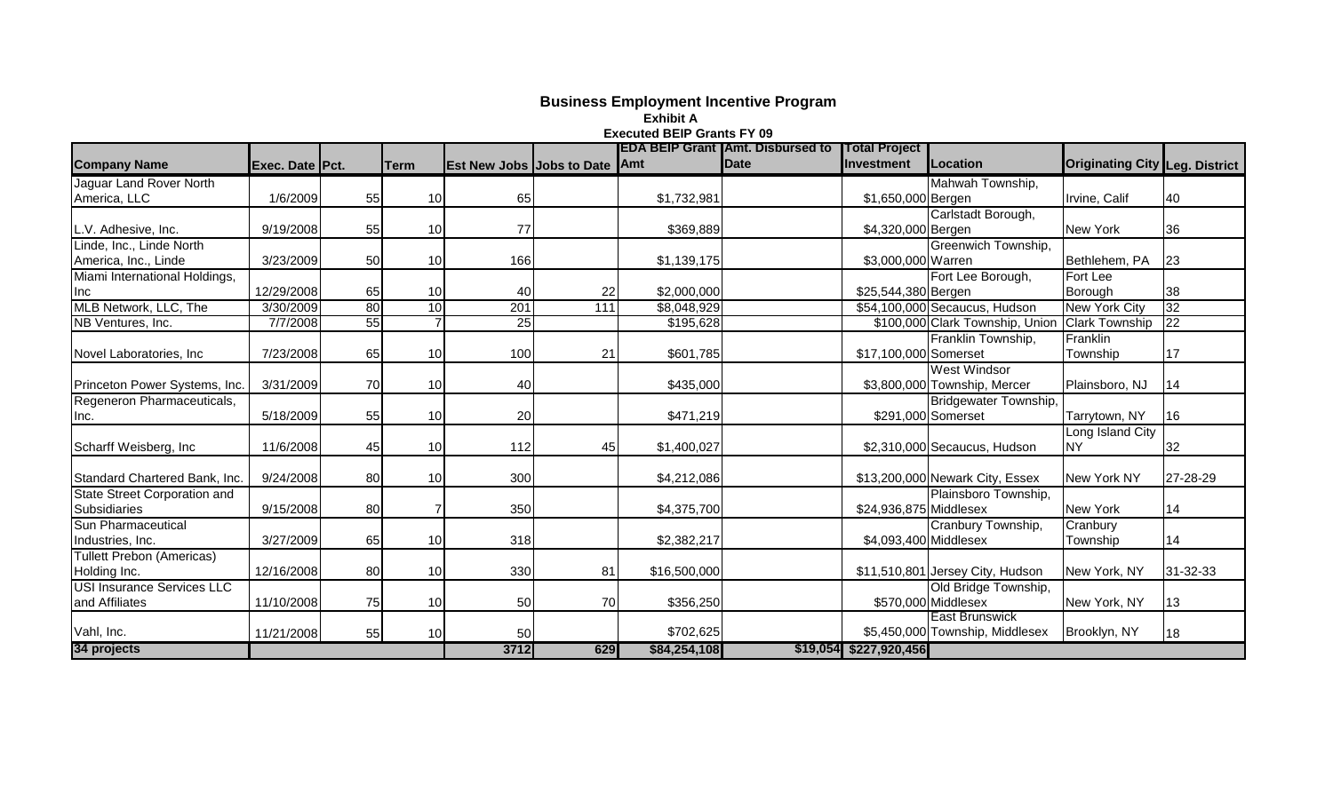# Business Employment Incentive Program

**Exhibit A**

**Executed BEIP Grants FY 09**

| Company Name | Exec. Date | Pct. | Term | Est New Jobs | Jobs to Date | EDA BEIP Grant Amt | Amt. Disbursed to Date | Total Project Investment | Location | Originating City | Leg. District |
|---|---|---|---|---|---|---|---|---|---|---|---|
| Jaguar Land Rover North America, LLC | 1/6/2009 | 55 | 10 | 65 | | $1,732,981 | | $1,650,000 | Mahwah Township, Bergen | Irvine, Calif | 40 |
| L.V. Adhesive, Inc. | 9/19/2008 | 55 | 10 | 77 | | $369,889 | | $4,320,000 | Carlstadt Borough, Bergen | New York | 36 |
| Linde, Inc., Linde North America, Inc., Linde | 3/23/2009 | 50 | 10 | 166 | | $1,139,175 | | $3,000,000 | Greenwich Township, Warren | Bethlehem, PA | 23 |
| Miami International Holdings, Inc | 12/29/2008 | 65 | 10 | 40 | 22 | $2,000,000 | | $25,544,380 | Fort Lee Borough, Bergen | Fort Lee Borough | 38 |
| MLB Network, LLC, The | 3/30/2009 | 80 | 10 | 201 | 111 | $8,048,929 | | $54,100,000 | Secaucus, Hudson | New York City | 32 |
| NB Ventures, Inc. | 7/7/2008 | 55 | 7 | 25 | | $195,628 | | $100,000 | Clark Township, Union | Clark Township | 22 |
| Novel Laboratories, Inc | 7/23/2008 | 65 | 10 | 100 | 21 | $601,785 | | $17,100,000 | Franklin Township, Somerset | Franklin Township | 17 |
| Princeton Power Systems, Inc. | 3/31/2009 | 70 | 10 | 40 | | $435,000 | | $3,800,000 | West Windsor Township, Mercer | Plainsboro, NJ | 14 |
| Regeneron Pharmaceuticals, Inc. | 5/18/2009 | 55 | 10 | 20 | | $471,219 | | $291,000 | Bridgewater Township, Somerset | Tarrytown, NY | 16 |
| Scharff Weisberg, Inc | 11/6/2008 | 45 | 10 | 112 | 45 | $1,400,027 | | $2,310,000 | Secaucus, Hudson | Long Island City NY | 32 |
| Standard Chartered Bank, Inc. | 9/24/2008 | 80 | 10 | 300 | | $4,212,086 | | $13,200,000 | Newark City, Essex | New York NY | 27-28-29 |
| State Street Corporation and Subsidiaries | 9/15/2008 | 80 | 7 | 350 | | $4,375,700 | | $24,936,875 | Plainsboro Township, Middlesex | New York | 14 |
| Sun Pharmaceutical Industries, Inc. | 3/27/2009 | 65 | 10 | 318 | | $2,382,217 | | $4,093,400 | Cranbury Township, Middlesex | Cranbury Township | 14 |
| Tullett Prebon (Americas) Holding Inc. | 12/16/2008 | 80 | 10 | 330 | 81 | $16,500,000 | | $11,510,801 | Jersey City, Hudson | New York, NY | 31-32-33 |
| USI Insurance Services LLC and Affiliates | 11/10/2008 | 75 | 10 | 50 | 70 | $356,250 | | $570,000 | Old Bridge Township, Middlesex | New York, NY | 13 |
| Vahl, Inc. | 11/21/2008 | 55 | 10 | 50 | | $702,625 | | $5,450,000 | East Brunswick Township, Middlesex | Brooklyn, NY | 18 |
| **34 projects** | | | | **3712** | **629** | **$84,254,108** | **$19,054** | **$227,920,456** | | | |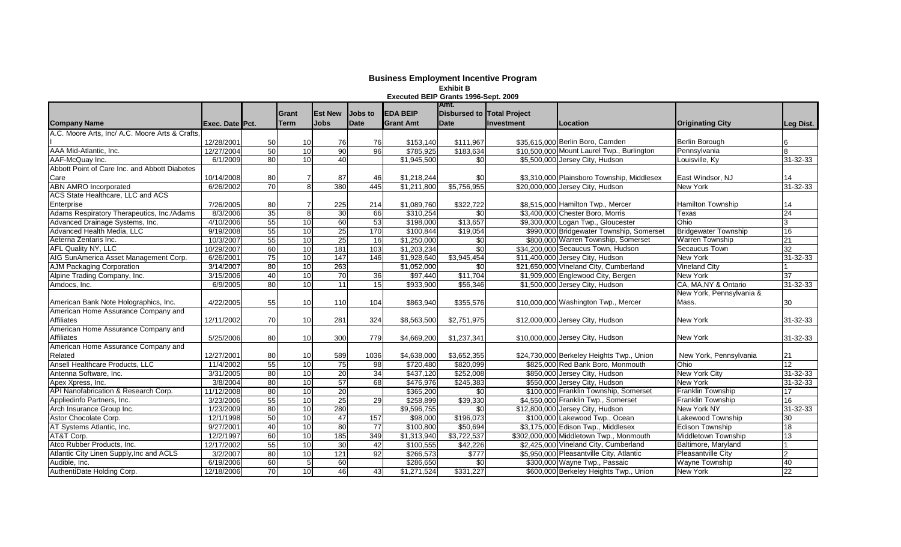# Business Employment Incentive Program

**Exhibit B**

**Executed BEIP Grants 1996-Sept. 2009**

| Company Name | Exec. Date | Pct. | Grant Term | Est New Jobs | Jobs to Date | EDA BEIP Grant Amt | Amt. Disbursed to Date | Total Project Investment | Location | Originating City | Leg Dist. |
|---|---|---|---|---|---|---|---|---|---|---|---|
| A.C. Moore Arts, Inc/ A.C. Moore Arts & Crafts, I | 12/28/2001 | 50 | 10 | 76 | 76 | $153,140 | $111,967 | $35,615,000 | Berlin Boro, Camden | Berlin Borough | 6 |
| AAA Mid-Atlantic, Inc. | 12/27/2004 | 50 | 10 | 90 | 96 | $785,925 | $183,634 | $10,500,000 | Mount Laurel Twp., Burlington | Pennsylvania | 8 |
| AAF-McQuay Inc. | 6/1/2009 | 80 | 10 | 40 | | $1,945,500 | $0 | $5,500,000 | Jersey City, Hudson | Louisville, Ky | 31-32-33 |
| Abbott Point of Care Inc. and Abbott Diabetes Care | 10/14/2008 | 80 | 7 | 87 | 46 | $1,218,244 | $0 | $3,310,000 | Plainsboro Township, Middlesex | East Windsor, NJ | 14 |
| ABN AMRO Incorporated | 6/26/2002 | 70 | 8 | 380 | 445 | $1,211,800 | $5,756,955 | $20,000,000 | Jersey City, Hudson | New York | 31-32-33 |
| ACS State Healthcare, LLC and ACS Enterprise | 7/26/2005 | 80 | 7 | 225 | 214 | $1,089,760 | $322,722 | $8,515,000 | Hamilton Twp., Mercer | Hamilton Township | 14 |
| Adams Respiratory Therapeutics, Inc./Adams | 8/3/2006 | 35 | 8 | 30 | 66 | $310,254 | $0 | $3,400,000 | Chester Boro, Morris | Texas | 24 |
| Advanced Drainage Systems, Inc. | 4/10/2006 | 55 | 10 | 60 | 53 | $198,000 | $13,657 | $9,300,000 | Logan Twp., Gloucester | Ohio | 3 |
| Advanced Health Media, LLC | 9/19/2008 | 55 | 10 | 25 | 170 | $100,844 | $19,054 | $990,000 | Bridgewater Township, Somerset | Bridgewater Township | 16 |
| Aeterna Zentaris Inc. | 10/3/2007 | 55 | 10 | 25 | 16 | $1,250,000 | $0 | $800,000 | Warren Township, Somerset | Warren Township | 21 |
| AFL Quality NY, LLC | 10/29/2007 | 60 | 10 | 181 | 103 | $1,203,234 | $0 | $34,200,000 | Secaucus Town, Hudson | Secaucus Town | 32 |
| AIG SunAmerica Asset Management Corp. | 6/26/2001 | 75 | 10 | 147 | 146 | $1,928,640 | $3,945,454 | $11,400,000 | Jersey City, Hudson | New York | 31-32-33 |
| AJM Packaging Corporation | 3/14/2007 | 80 | 10 | 263 | | $1,052,000 | $0 | $21,650,000 | Vineland City, Cumberland | Vineland City | 1 |
| Alpine Trading Company, Inc. | 3/15/2006 | 40 | 10 | 70 | 36 | $97,440 | $11,704 | $1,909,000 | Englewood City, Bergen | New York | 37 |
| Amdocs, Inc. | 6/9/2005 | 80 | 10 | 11 | 15 | $933,900 | $56,346 | $1,500,000 | Jersey City, Hudson | CA, MA,NY & Ontario | 31-32-33 |
| American Bank Note Holographics, Inc. | 4/22/2005 | 55 | 10 | 110 | 104 | $863,940 | $355,576 | $10,000,000 | Washington Twp., Mercer | New York, Pennsylvania & Mass. | 30 |
| American Home Assurance Company and Affiliates | 12/11/2002 | 70 | 10 | 281 | 324 | $8,563,500 | $2,751,975 | $12,000,000 | Jersey City, Hudson | New York | 31-32-33 |
| American Home Assurance Company and Affiliates | 5/25/2006 | 80 | 10 | 300 | 779 | $4,669,200 | $1,237,341 | $10,000,000 | Jersey City, Hudson | New York | 31-32-33 |
| American Home Assurance Company and Related | 12/27/2001 | 80 | 10 | 589 | 1036 | $4,638,000 | $3,652,355 | $24,730,000 | Berkeley Heights Twp., Union | New York, Pennsylvania | 21 |
| Ansell Healthcare Products, LLC | 11/4/2002 | 55 | 10 | 75 | 98 | $720,480 | $820,099 | $825,000 | Red Bank Boro, Monmouth | Ohio | 12 |
| Antenna Software, Inc. | 3/31/2005 | 80 | 10 | 20 | 34 | $437,120 | $252,008 | $850,000 | Jersey City, Hudson | New York City | 31-32-33 |
| Apex Xpress, Inc. | 3/8/2004 | 80 | 10 | 57 | 68 | $476,976 | $245,383 | $550,000 | Jersey City, Hudson | New York | 31-32-33 |
| API Nanofabrication & Research Corp. | 11/12/2008 | 80 | 10 | 20 | | $365,200 | $0 | $100,000 | Franklin Township, Somerset | Franklin Township | 17 |
| Appliedinfo Partners, Inc. | 3/23/2006 | 55 | 10 | 25 | 29 | $258,899 | $39,330 | $4,550,000 | Franklin Twp., Somerset | Franklin Township | 16 |
| Arch Insurance Group Inc. | 1/23/2009 | 80 | 10 | 280 | | $9,596,755 | $0 | $12,800,000 | Jersey City, Hudson | New York NY | 31-32-33 |
| Astor Chocolate Corp. | 12/1/1998 | 50 | 10 | 47 | 157 | $98,000 | $196,073 | $100,000 | Lakewood Twp., Ocean | Lakewood Township | 30 |
| AT Systems Atlantic, Inc. | 9/27/2001 | 40 | 10 | 80 | 77 | $100,800 | $50,694 | $3,175,000 | Edison Twp., Middlesex | Edison Township | 18 |
| AT&T Corp. | 12/2/1997 | 60 | 10 | 185 | 349 | $1,313,940 | $3,722,537 | $302,000,000 | Middletown Twp., Monmouth | Middletown Township | 13 |
| Atco Rubber Products, Inc. | 12/17/2002 | 55 | 10 | 30 | 42 | $100,555 | $42,226 | $2,425,000 | Vineland City, Cumberland | Baltimore, Maryland | 1 |
| Atlantic City Linen Supply,Inc and ACLS | 3/2/2007 | 80 | 10 | 121 | 92 | $266,573 | $777 | $5,950,000 | Pleasantville City, Atlantic | Pleasantville City | 2 |
| Audible, Inc. | 6/19/2006 | 60 | 5 | 60 | | $286,650 | $0 | $300,000 | Wayne Twp., Passaic | Wayne Township | 40 |
| AuthentiDate Holding Corp. | 12/18/2006 | 70 | 10 | 46 | 43 | $1,271,524 | $331,227 | $600,000 | Berkeley Heights Twp., Union | New York | 22 |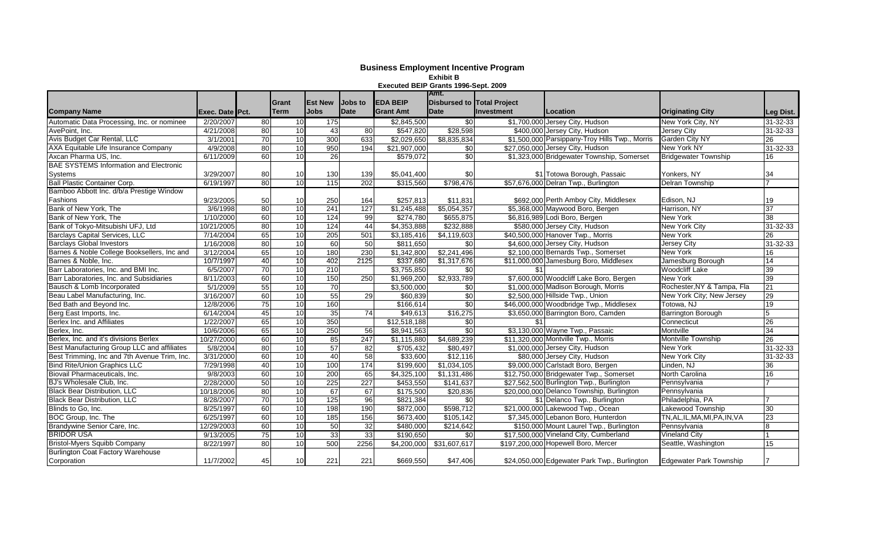# Business Employment Incentive Program

**Exhibit B**

**Executed BEIP Grants 1996-Sept. 2009**

| Company Name | Exec. Date | Pct. | Grant Term | Est New Jobs | Jobs to Date | EDA BEIP Grant Amt | Amt. Disbursed to Date | Total Project Investment | Location | Originating City | Leg Dist. |
|---|---|---|---|---|---|---|---|---|---|---|---|
| Automatic Data Processing, Inc. or nominee | 2/20/2007 | 80 | 10 | 175 | | $2,845,500 | $0 | $1,700,000 | Jersey City, Hudson | New York City, NY | 31-32-33 |
| AvePoint, Inc. | 4/21/2008 | 80 | 10 | 43 | 80 | $547,820 | $28,598 | $400,000 | Jersey City, Hudson | Jersey City | 31-32-33 |
| Avis Budget Car Rental, LLC | 3/1/2001 | 70 | 10 | 300 | 633 | $2,029,650 | $8,835,834 | $1,500,000 | Parsippany-Troy Hills Twp., Morris | Garden City NY | 26 |
| AXA Equitable Life Insurance Company | 4/9/2008 | 80 | 10 | 950 | 194 | $21,907,000 | $0 | $27,050,000 | Jersey City, Hudson | New York NY | 31-32-33 |
| Axcan Pharma US, Inc. | 6/11/2009 | 60 | 10 | 26 | | $579,072 | $0 | $1,323,000 | Bridgewater Township, Somerset | Bridgewater Township | 16 |
| BAE SYSTEMS Information and Electronic Systems | 3/29/2007 | 80 | 10 | 130 | 139 | $5,041,400 | $0 | $1 | Totowa Borough, Passaic | Yonkers, NY | 34 |
| Ball Plastic Container Corp. | 6/19/1997 | 80 | 10 | 115 | 202 | $315,560 | $798,476 | $57,676,000 | Delran Twp., Burlington | Delran Township | 7 |
| Bamboo Abbott Inc. d/b/a Prestige Window Fashions | 9/23/2005 | 50 | 10 | 250 | 164 | $257,813 | $11,831 | $692,000 | Perth Amboy City, Middlesex | Edison, NJ | 19 |
| Bank of New York, The | 3/6/1998 | 80 | 10 | 241 | 127 | $1,245,488 | $5,054,357 | $5,368,000 | Maywood Boro, Bergen | Harrison, NY | 37 |
| Bank of New York, The | 1/10/2000 | 60 | 10 | 124 | 99 | $274,780 | $655,875 | $6,816,989 | Lodi Boro, Bergen | New York | 38 |
| Bank of Tokyo-Mitsubishi UFJ, Ltd | 10/21/2005 | 80 | 10 | 124 | 44 | $4,353,888 | $232,888 | $580,000 | Jersey City, Hudson | New York City | 31-32-33 |
| Barclays Capital Services, LLC | 7/14/2004 | 65 | 10 | 205 | 501 | $3,185,416 | $4,119,603 | $40,500,000 | Hanover Twp., Morris | New York | 26 |
| Barclays Global Investors | 1/16/2008 | 80 | 10 | 60 | 50 | $811,650 | $0 | $4,600,000 | Jersey City, Hudson | Jersey City | 31-32-33 |
| Barnes & Noble College Booksellers, Inc and | 3/12/2004 | 65 | 10 | 180 | 230 | $1,342,800 | $2,241,496 | $2,100,000 | Bernards Twp., Somerset | New York | 16 |
| Barnes & Noble, Inc. | 10/7/1997 | 40 | 10 | 402 | 2125 | $337,680 | $1,317,676 | $11,000,000 | Jamesburg Boro, Middlesex | Jamesburg Borough | 14 |
| Barr Laboratories, Inc. and BMI Inc. | 6/5/2007 | 70 | 10 | 210 | | $3,755,850 | $0 | $1 | | Woodcliff Lake | 39 |
| Barr Laboratories, Inc. and Subsidiaries | 8/11/2003 | 60 | 10 | 150 | 250 | $1,969,200 | $2,933,789 | $7,600,000 | Woodcliff Lake Boro, Bergen | New York | 39 |
| Bausch & Lomb Incorporated | 5/1/2009 | 55 | 10 | 70 | | $3,500,000 | $0 | $1,000,000 | Madison Borough, Morris | Rochester,NY & Tampa, Fla | 21 |
| Beau Label Manufacturing, Inc. | 3/16/2007 | 60 | 10 | 55 | 29 | $60,839 | $0 | $2,500,000 | Hillside Twp., Union | New York City; New Jersey | 29 |
| Bed Bath and Beyond Inc. | 12/8/2006 | 75 | 10 | 160 | | $166,614 | $0 | $46,000,000 | Woodbridge Twp., Middlesex | Totowa, NJ | 19 |
| Berg East Imports, Inc. | 6/14/2004 | 45 | 10 | 35 | 74 | $49,613 | $16,275 | $3,650,000 | Barrington Boro, Camden | Barrington Borough | 5 |
| Berlex Inc. and Affiliates | 1/22/2007 | 65 | 10 | 350 | | $12,518,188 | $0 | $1 | | Connecticut | 26 |
| Berlex, Inc. | 10/6/2006 | 65 | 10 | 250 | 56 | $8,941,563 | $0 | $3,130,000 | Wayne Twp., Passaic | Montville | 34 |
| Berlex, Inc. and it's divisions Berlex | 10/27/2000 | 60 | 10 | 85 | 247 | $1,115,880 | $4,689,239 | $11,320,000 | Montville Twp., Morris | Montville Township | 26 |
| Best Manufacturing Group LLC and affiliates | 5/8/2004 | 80 | 10 | 57 | 82 | $705,432 | $80,497 | $1,000,000 | Jersey City, Hudson | New York | 31-32-33 |
| Best Trimming, Inc and 7th Avenue Trim, Inc. | 3/31/2000 | 60 | 10 | 40 | 58 | $33,600 | $12,116 | $80,000 | Jersey City, Hudson | New York City | 31-32-33 |
| Bind Rite/Union Graphics LLC | 7/29/1998 | 40 | 10 | 100 | 174 | $199,600 | $1,034,105 | $9,000,000 | Carlstadt Boro, Bergen | Linden, NJ | 36 |
| Biovail Pharmaceuticals, Inc. | 9/8/2003 | 60 | 10 | 200 | 65 | $4,325,100 | $1,131,486 | $12,750,000 | Bridgewater Twp., Somerset | North Carolina | 16 |
| BJ's Wholesale Club, Inc. | 2/28/2000 | 50 | 10 | 225 | 227 | $453,550 | $141,637 | $27,562,500 | Burlington Twp., Burlington | Pennsylvania | 7 |
| Black Bear Distribution, LLC | 10/18/2006 | 80 | 10 | 67 | 67 | $175,500 | $20,836 | $20,000,000 | Delanco Township, Burlington | Pennsylvania | |
| Black Bear Distribution, LLC | 8/28/2007 | 70 | 10 | 125 | 96 | $821,384 | $0 | $1 | Delanco Twp., Burlington | Philadelphia, PA | 7 |
| Blinds to Go, Inc. | 8/25/1997 | 60 | 10 | 198 | 190 | $872,000 | $598,712 | $21,000,000 | Lakewood Twp., Ocean | Lakewood Township | 30 |
| BOC Group, Inc. The | 6/25/1997 | 60 | 10 | 185 | 156 | $673,400 | $105,142 | $7,345,000 | Lebanon Boro, Hunterdon | TN,AL,IL,MA,MI,PA,IN,VA | 23 |
| Brandywine Senior Care, Inc. | 12/29/2003 | 60 | 10 | 50 | 32 | $480,000 | $214,642 | $150,000 | Mount Laurel Twp., Burlington | Pennsylvania | 8 |
| BRIDOR USA | 9/13/2005 | 75 | 10 | 33 | 33 | $190,650 | $0 | $17,500,000 | Vineland City, Cumberland | Vineland City | 1 |
| Bristol-Myers Squibb Company | 8/22/1997 | 80 | 10 | 500 | 2256 | $4,200,000 | $31,607,617 | $197,200,000 | Hopewell Boro, Mercer | Seattle, Washington | 15 |
| Burlington Coat Factory Warehouse Corporation | 11/7/2002 | 45 | 10 | 221 | 221 | $669,550 | $47,406 | $24,050,000 | Edgewater Park Twp., Burlington | Edgewater Park Township | 7 |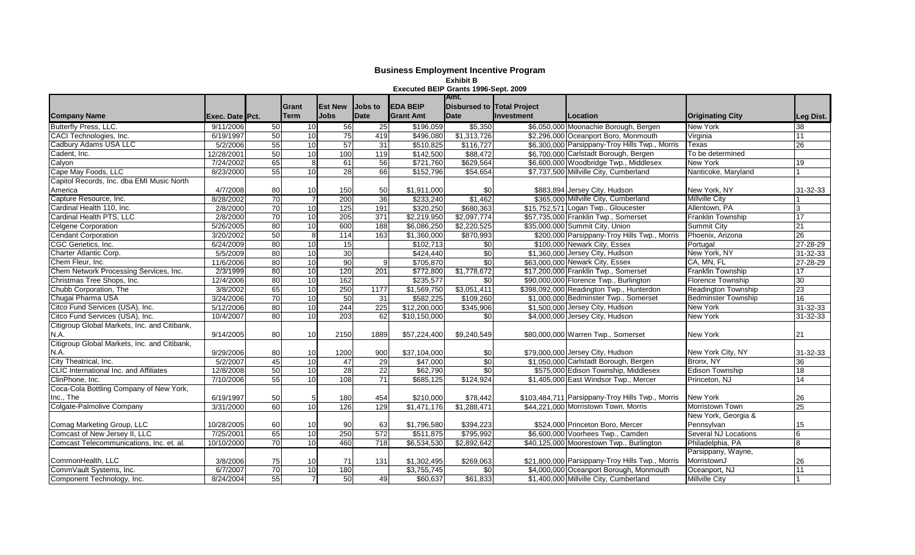# Business Employment Incentive Program

**Exhibit B**

**Executed BEIP Grants 1996-Sept. 2009**

| Company Name | Exec. Date | Pct. | Grant Term | Est New Jobs | Jobs to Date | EDA BEIP Grant Amt | Amt. Disbursed to Date | Total Project Investment | Location | Originating City | Leg Dist. |
|---|---|---|---|---|---|---|---|---|---|---|---|
| Butterfly Press, LLC. | 9/11/2006 | 50 | 10 | 56 | 25 | $196,059 | $5,350 | $6,050,000 | Moonachie Borough, Bergen | New York | 38 |
| CACI Technologies, Inc. | 6/19/1997 | 50 | 10 | 75 | 419 | $496,080 | $1,313,726 | $2,296,000 | Oceanport Boro, Monmouth | Virginia | 11 |
| Cadbury Adams USA LLC | 5/2/2006 | 55 | 10 | 57 | 31 | $510,825 | $116,727 | $6,300,000 | Parsippany-Troy Hills Twp., Morris | Texas | 26 |
| Cadent, Inc. | 12/28/2001 | 50 | 10 | 100 | 119 | $142,500 | $88,472 | $6,700,000 | Carlstadt Borough, Bergen | To be determined | |
| Calyon | 7/24/2002 | 65 | 8 | 61 | 56 | $721,760 | $629,564 | $6,600,000 | Woodbridge Twp., Middlesex | New York | 19 |
| Cape May Foods, LLC | 8/23/2000 | 55 | 10 | 28 | 66 | $152,796 | $54,654 | $7,737,500 | Millville City, Cumberland | Nanticoke, Maryland | 1 |
| Capitol Records, Inc. dba EMI Music North America | 4/7/2008 | 80 | 10 | 150 | 50 | $1,911,000 | $0 | $883,894 | Jersey City, Hudson | New York, NY | 31-32-33 |
| Capture Resource, Inc. | 8/28/2002 | 70 | 7 | 200 | 36 | $233,240 | $1,462 | $365,000 | Millville City, Cumberland | Millville City | 1 |
| Cardinal Health 110, Inc. | 2/8/2000 | 70 | 10 | 125 | 191 | $320,250 | $680,363 | $15,752,571 | Logan Twp., Gloucester | Allentown, PA | 3 |
| Cardinal Health PTS, LLC | 2/8/2000 | 70 | 10 | 205 | 371 | $2,219,950 | $2,097,774 | $57,735,000 | Franklin Twp., Somerset | Franklin Township | 17 |
| Celgene Corporation | 5/26/2005 | 80 | 10 | 600 | 188 | $6,086,250 | $2,220,525 | $35,000,000 | Summit City, Union | Summit City | 21 |
| Cendant Corporation | 3/20/2002 | 50 | 8 | 114 | 163 | $1,360,000 | $870,993 | $200,000 | Parsippany-Troy Hills Twp., Morris | Phoenix, Arizona | 26 |
| CGC Genetics, Inc. | 6/24/2009 | 80 | 10 | 15 | | $102,713 | $0 | $100,000 | Newark City, Essex | Portugal | 27-28-29 |
| Charter Atlantic Corp. | 5/5/2009 | 80 | 10 | 30 | | $424,440 | $0 | $1,360,000 | Jersey City, Hudson | New York, NY | 31-32-33 |
| Chem Fleur, Inc. | 11/6/2006 | 80 | 10 | 90 | 9 | $705,870 | $0 | $63,000,000 | Newark City, Essex | CA, MN, FL | 27-28-29 |
| Chem Network Processing Services, Inc. | 2/3/1999 | 80 | 10 | 120 | 201 | $772,800 | $1,778,672 | $17,200,000 | Franklin Twp., Somerset | Franklin Township | 17 |
| Christmas Tree Shops, Inc. | 12/4/2006 | 80 | 10 | 162 | | $235,577 | $0 | $90,000,000 | Florence Twp., Burlington | Florence Township | 30 |
| Chubb Corporation, The | 3/8/2002 | 65 | 10 | 250 | 1177 | $1,569,750 | $3,051,411 | $398,092,000 | Readington Twp., Hunterdon | Readington Township | 23 |
| Chugai Pharma USA | 3/24/2006 | 70 | 10 | 50 | 31 | $582,225 | $109,260 | $1,000,000 | Bedminster Twp., Somerset | Bedminster Township | 16 |
| Citco Fund Services (USA), Inc. | 5/12/2006 | 80 | 10 | 244 | 225 | $12,200,000 | $345,906 | $1,500,000 | Jersey City, Hudson | New York | 31-32-33 |
| Citco Fund Services (USA), Inc. | 10/4/2007 | 80 | 10 | 203 | 62 | $10,150,000 | $0 | $4,000,000 | Jersey City, Hudson | New York | 31-32-33 |
| Citigroup Global Markets, Inc. and Citibank, N.A. | 9/14/2005 | 80 | 10 | 2150 | 1889 | $57,224,400 | $9,240,549 | $80,000,000 | Warren Twp., Somerset | New York | 21 |
| Citigroup Global Markets, Inc. and Citibank, N.A. | 9/29/2006 | 80 | 10 | 1200 | 900 | $37,104,000 | $0 | $79,000,000 | Jersey City, Hudson | New York City, NY | 31-32-33 |
| City Theatrical, Inc. | 5/2/2007 | 45 | 10 | 47 | 29 | $47,000 | $0 | $1,050,000 | Carlstadt Borough, Bergen | Bronx, NY | 36 |
| CLIC International Inc. and Affiliates | 12/8/2008 | 50 | 10 | 28 | 22 | $62,790 | $0 | $575,000 | Edison Township, Middlesex | Edison Township | 18 |
| ClinPhone, Inc. | 7/10/2006 | 55 | 10 | 108 | 71 | $685,125 | $124,924 | $1,405,000 | East Windsor Twp., Mercer | Princeton, NJ | 14 |
| Coca-Cola Bottling Company of New York, Inc., The | 6/19/1997 | 50 | 5 | 180 | 454 | $210,000 | $78,442 | $103,484,711 | Parsippany-Troy Hills Twp., Morris | New York | 26 |
| Colgate-Palmolive Company | 3/31/2000 | 60 | 10 | 126 | 129 | $1,471,176 | $1,288,471 | $44,221,000 | Morristown Town, Morris | Morristown Town | 25 |
| Comag Marketing Group, LLC | 10/28/2005 | 60 | 10 | 90 | 63 | $1,796,580 | $394,223 | $524,000 | Princeton Boro, Mercer | New York, Georgia & Pennsylvan | 15 |
| Comcast of New Jersey II, LLC | 7/25/2001 | 65 | 10 | 250 | 572 | $511,875 | $795,992 | $6,600,000 | Voorhees Twp., Camden | Several NJ Locations | 6 |
| Comcast Telecommunications, Inc. et. al. | 10/10/2000 | 70 | 10 | 460 | 718 | $6,534,530 | $2,892,642 | $40,125,000 | Moorestown Twp., Burlington | Philadelphia, PA | 8 |
| CommonHealth, LLC | 3/8/2006 | 75 | 10 | 71 | 131 | $1,302,495 | $269,063 | $21,800,000 | Parsippany-Troy Hills Twp., Morris | Parsippany, Wayne, MorristownJ | 26 |
| CommVault Systems, Inc. | 6/7/2007 | 70 | 10 | 180 | | $3,755,745 | $0 | $4,000,000 | Oceanport Borough, Monmouth | Oceanport, NJ | 11 |
| Component Technology, Inc. | 8/24/2004 | 55 | 7 | 50 | 49 | $60,637 | $61,833 | $1,400,000 | Millville City, Cumberland | Millville City | 1 |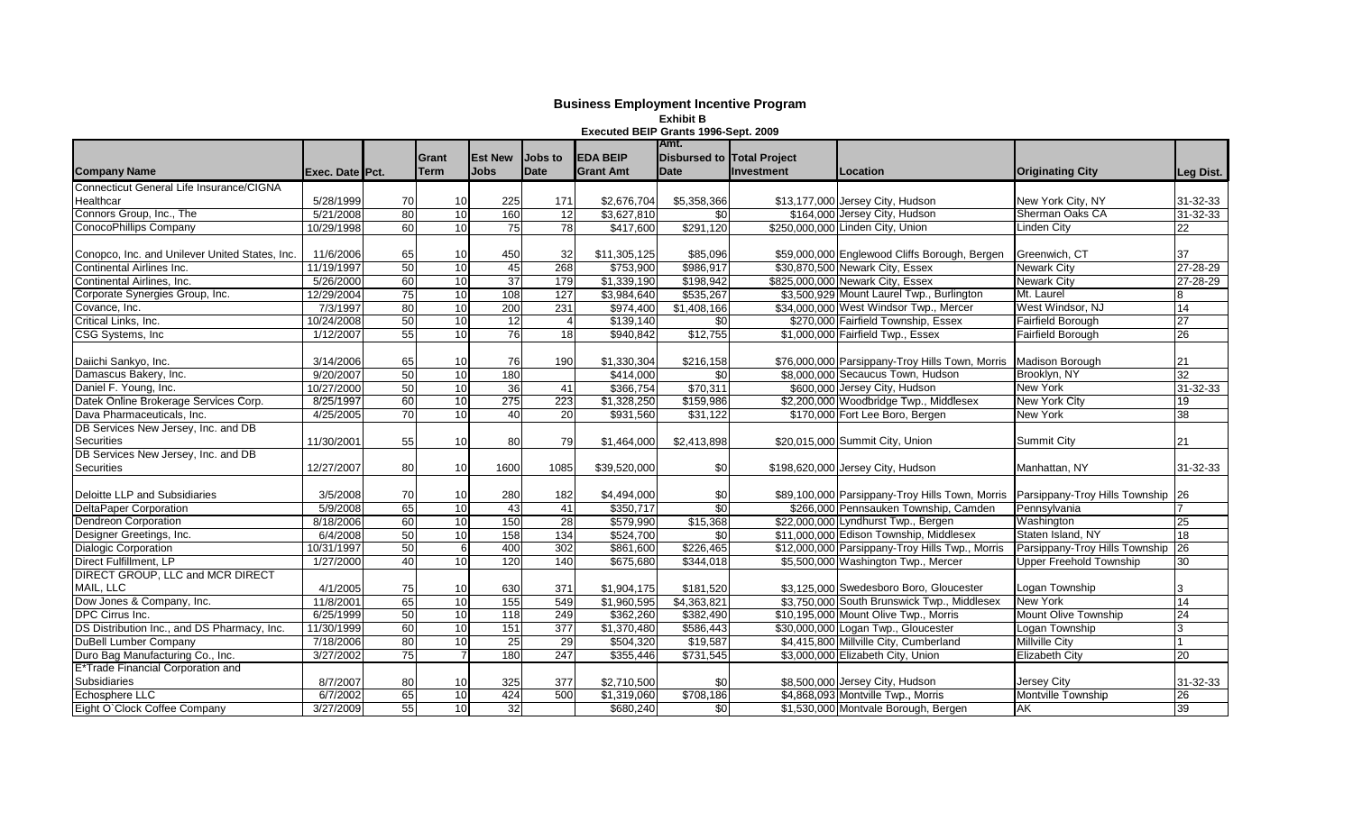# Business Employment Incentive Program

**Exhibit B**

**Executed BEIP Grants 1996-Sept. 2009**

| Company Name | Exec. Date | Pct. | Grant Term | Est New Jobs | Jobs to Date | EDA BEIP Grant Amt | Amt. Disbursed to Date | Total Project Investment | Location | Originating City | Leg Dist. |
|---|---|---|---|---|---|---|---|---|---|---|---|
| Connecticut General Life Insurance/CIGNA Healthcar | 5/28/1999 | 70 | 10 | 225 | 171 | $2,676,704 | $5,358,366 | $13,177,000 | Jersey City, Hudson | New York City, NY | 31-32-33 |
| Connors Group, Inc., The | 5/21/2008 | 80 | 10 | 160 | 12 | $3,627,810 | $0 | $164,000 | Jersey City, Hudson | Sherman Oaks CA | 31-32-33 |
| ConocoPhillips Company | 10/29/1998 | 60 | 10 | 75 | 78 | $417,600 | $291,120 | $250,000,000 | Linden City, Union | Linden City | 22 |
| Conopco, Inc. and Unilever United States, Inc. | 11/6/2006 | 65 | 10 | 450 | 32 | $11,305,125 | $85,096 | $59,000,000 | Englewood Cliffs Borough, Bergen | Greenwich, CT | 37 |
| Continental Airlines Inc. | 11/19/1997 | 50 | 10 | 45 | 268 | $753,900 | $986,917 | $30,870,500 | Newark City, Essex | Newark City | 27-28-29 |
| Continental Airlines, Inc. | 5/26/2000 | 60 | 10 | 37 | 179 | $1,339,190 | $198,942 | $825,000,000 | Newark City, Essex | Newark City | 27-28-29 |
| Corporate Synergies Group, Inc. | 12/29/2004 | 75 | 10 | 108 | 127 | $3,984,640 | $535,267 | $3,500,929 | Mount Laurel Twp., Burlington | Mt. Laurel | 8 |
| Covance, Inc. | 7/3/1997 | 80 | 10 | 200 | 231 | $974,400 | $1,408,166 | $34,000,000 | West Windsor Twp., Mercer | West Windsor, NJ | 14 |
| Critical Links, Inc. | 10/24/2008 | 50 | 10 | 12 | 4 | $139,140 | $0 | $270,000 | Fairfield Township, Essex | Fairfield Borough | 27 |
| CSG Systems, Inc | 1/12/2007 | 55 | 10 | 76 | 18 | $940,842 | $12,755 | $1,000,000 | Fairfield Twp., Essex | Fairfield Borough | 26 |
| Daiichi Sankyo, Inc. | 3/14/2006 | 65 | 10 | 76 | 190 | $1,330,304 | $216,158 | $76,000,000 | Parsippany-Troy Hills Town, Morris | Madison Borough | 21 |
| Damascus Bakery, Inc. | 9/20/2007 | 50 | 10 | 180 | | $414,000 | $0 | $8,000,000 | Secaucus Town, Hudson | Brooklyn, NY | 32 |
| Daniel F. Young, Inc. | 10/27/2000 | 50 | 10 | 36 | 41 | $366,754 | $70,311 | $600,000 | Jersey City, Hudson | New York | 31-32-33 |
| Datek Online Brokerage Services Corp. | 8/25/1997 | 60 | 10 | 275 | 223 | $1,328,250 | $159,986 | $2,200,000 | Woodbridge Twp., Middlesex | New York City | 19 |
| Dava Pharmaceuticals, Inc. | 4/25/2005 | 70 | 10 | 40 | 20 | $931,560 | $31,122 | $170,000 | Fort Lee Boro, Bergen | New York | 38 |
| DB Services New Jersey, Inc. and DB Securities | 11/30/2001 | 55 | 10 | 80 | 79 | $1,464,000 | $2,413,898 | $20,015,000 | Summit City, Union | Summit City | 21 |
| DB Services New Jersey, Inc. and DB Securities | 12/27/2007 | 80 | 10 | 1600 | 1085 | $39,520,000 | $0 | $198,620,000 | Jersey City, Hudson | Manhattan, NY | 31-32-33 |
| Deloitte LLP and Subsidiaries | 3/5/2008 | 70 | 10 | 280 | 182 | $4,494,000 | $0 | $89,100,000 | Parsippany-Troy Hills Town, Morris | Parsippany-Troy Hills Township | 26 |
| DeltaPaper Corporation | 5/9/2008 | 65 | 10 | 43 | 41 | $350,717 | $0 | $266,000 | Pennsauken Township, Camden | Pennsylvania | 7 |
| Dendreon Corporation | 8/18/2006 | 60 | 10 | 150 | 28 | $579,990 | $15,368 | $22,000,000 | Lyndhurst Twp., Bergen | Washington | 25 |
| Designer Greetings, Inc. | 6/4/2008 | 50 | 10 | 158 | 134 | $524,700 | $0 | $11,000,000 | Edison Township, Middlesex | Staten Island, NY | 18 |
| Dialogic Corporation | 10/31/1997 | 50 | 6 | 400 | 302 | $861,600 | $226,465 | $12,000,000 | Parsippany-Troy Hills Twp., Morris | Parsippany-Troy Hills Township | 26 |
| Direct Fulfillment, LP | 1/27/2000 | 40 | 10 | 120 | 140 | $675,680 | $344,018 | $5,500,000 | Washington Twp., Mercer | Upper Freehold Township | 30 |
| DIRECT GROUP, LLC and MCR DIRECT MAIL, LLC | 4/1/2005 | 75 | 10 | 630 | 371 | $1,904,175 | $181,520 | $3,125,000 | Swedesboro Boro, Gloucester | Logan Township | 3 |
| Dow Jones & Company, Inc. | 11/8/2001 | 65 | 10 | 155 | 549 | $1,960,595 | $4,363,821 | $3,750,000 | South Brunswick Twp., Middlesex | New York | 14 |
| DPC Cirrus Inc. | 6/25/1999 | 50 | 10 | 118 | 249 | $362,260 | $382,490 | $10,195,000 | Mount Olive Twp., Morris | Mount Olive Township | 24 |
| DS Distribution Inc., and DS Pharmacy, Inc. | 11/30/1999 | 60 | 10 | 151 | 377 | $1,370,480 | $586,443 | $30,000,000 | Logan Twp., Gloucester | Logan Township | 3 |
| DuBell Lumber Company | 7/18/2006 | 80 | 10 | 25 | 29 | $504,320 | $19,587 | $4,415,800 | Millville City, Cumberland | Millville City | 1 |
| Duro Bag Manufacturing Co., Inc. | 3/27/2002 | 75 | 7 | 180 | 247 | $355,446 | $731,545 | $3,000,000 | Elizabeth City, Union | Elizabeth City | 20 |
| E*Trade Financial Corporation and Subsidiaries | 8/7/2007 | 80 | 10 | 325 | 377 | $2,710,500 | $0 | $8,500,000 | Jersey City, Hudson | Jersey City | 31-32-33 |
| Echosphere LLC | 6/7/2002 | 65 | 10 | 424 | 500 | $1,319,060 | $708,186 | $4,868,093 | Montville Twp., Morris | Montville Township | 26 |
| Eight O`Clock Coffee Company | 3/27/2009 | 55 | 10 | 32 | | $680,240 | $0 | $1,530,000 | Montvale Borough, Bergen | AK | 39 |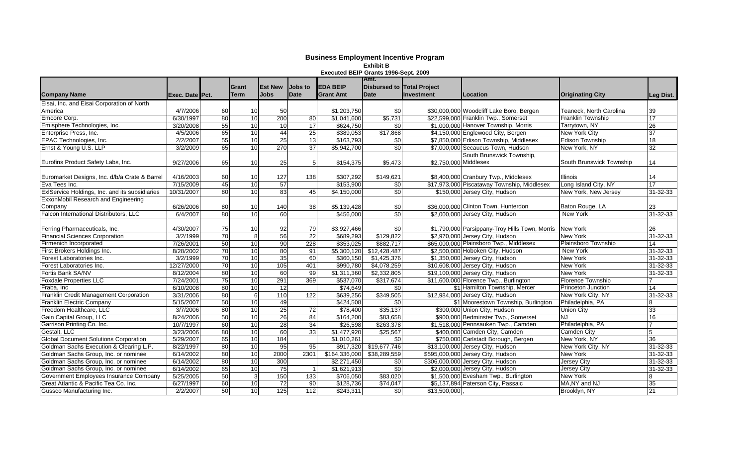# Business Employment Incentive Program

**Exhibit B**

**Executed BEIP Grants 1996-Sept. 2009**

| Company Name | Exec. Date | Pct. | Grant Term | Est New Jobs | Jobs to Date | EDA BEIP Grant Amt | Amt. Disbursed to Date | Total Project Investment | Location | Originating City | Leg Dist. |
|---|---|---|---|---|---|---|---|---|---|---|---|
| Eisai, Inc. and Eisai Corporation of North America | 4/7/2006 | 60 | 10 | 50 | | $1,203,750 | $0 | $30,000,000 | Woodcliff Lake Boro, Bergen | Teaneck, North Carolina | 39 |
| Emcore Corp. | 6/30/1997 | 80 | 10 | 200 | 80 | $1,041,600 | $5,731 | $22,599,000 | Franklin Twp., Somerset | Franklin Township | 17 |
| Emisphere Technologies, Inc. | 3/20/2008 | 55 | 10 | 10 | 17 | $624,750 | $0 | $1,000,000 | Hanover Township, Morris | Tarrytown, NY | 26 |
| Enterprise Press, Inc. | 4/5/2006 | 65 | 10 | 44 | 25 | $389,053 | $17,868 | $4,150,000 | Englewood City, Bergen | New York City | 37 |
| EPAC Technologies, Inc. | 2/2/2007 | 55 | 10 | 25 | 13 | $163,793 | $0 | $7,850,000 | Edison Township, Middlesex | Edison Township | 18 |
| Ernst & Young U.S. LLP | 3/2/2009 | 65 | 10 | 270 | 37 | $5,942,700 | $0 | $7,000,000 | Secaucus Town, Hudson | New York, NY | 32 |
| Eurofins Product Safety Labs, Inc. | 9/27/2006 | 65 | 10 | 25 | 5 | $154,375 | $5,473 | $2,750,000 | South Brunswick Township, Middlesex | South Brunswick Township | 14 |
| Euromarket Designs, Inc. d/b/a Crate & Barrel | 4/16/2003 | 60 | 10 | 127 | 138 | $307,292 | $149,621 | $8,400,000 | Cranbury Twp., Middlesex | Illinois | 14 |
| Eva Tees Inc. | 7/15/2009 | 45 | 10 | 57 | | $153,900 | $0 | $17,973,000 | Piscataway Township, Middlesex | Long Island City, NY | 17 |
| ExlService Holdings, Inc. and its subsidiaries | 10/31/2007 | 80 | 10 | 83 | 45 | $4,150,000 | $0 | $150,000 | Jersey City, Hudson | New York, New Jersey | 31-32-33 |
| ExxonMobil Research and Engineering Company | 6/26/2006 | 80 | 10 | 140 | 38 | $5,139,428 | $0 | $36,000,000 | Clinton Town, Hunterdon | Baton Rouge, LA | 23 |
| Falcon International Distributors, LLC | 6/4/2007 | 80 | 10 | 60 | | $456,000 | $0 | $2,000,000 | Jersey City, Hudson | New York | 31-32-33 |
| Ferring Pharmaceuticals, Inc. | 4/30/2007 | 75 | 10 | 92 | 79 | $3,927,466 | $0 | $1,790,000 | Parsippany-Troy Hills Town, Morris | New York | 26 |
| Financial Sciences Corporation | 3/2/1999 | 70 | 8 | 56 | 22 | $689,293 | $129,822 | $2,970,000 | Jersey City, Hudson | New York | 31-32-33 |
| Firmenich Incorporated | 7/26/2001 | 50 | 10 | 90 | 228 | $353,025 | $882,717 | $65,000,000 | Plainsboro Twp., Middlesex | Plainsboro Township | 14 |
| First Brokers Holdings Inc. | 8/28/2002 | 70 | 10 | 80 | 91 | $5,300,120 | $12,428,487 | $2,500,000 | Hoboken City, Hudson | New York | 31-32-33 |
| Forest Laboratories Inc. | 3/2/1999 | 70 | 10 | 35 | 60 | $360,150 | $1,425,376 | $1,350,000 | Jersey City, Hudson | New York | 31-32-33 |
| Forest Laboratories Inc. | 12/27/2000 | 70 | 10 | 105 | 401 | $990,780 | $4,078,259 | $10,608,000 | Jersey City, Hudson | New York | 31-32-33 |
| Fortis Bank SA/NV | 8/12/2004 | 80 | 10 | 60 | 99 | $1,311,360 | $2,332,805 | $19,100,000 | Jersey City, Hudson | New York | 31-32-33 |
| Foxdale Properties LLC | 7/24/2001 | 75 | 10 | 291 | 369 | $537,070 | $317,674 | $11,600,000 | Florence Twp., Burlington | Florence Township | 7 |
| Fraba, Inc | 6/10/2008 | 80 | 10 | 12 | | $74,649 | $0 | $1 | Hamilton Township, Mercer | Princeton Junction | 14 |
| Franklin Credit Management Corporation | 3/31/2006 | 80 | 6 | 110 | 122 | $639,256 | $349,505 | $12,984,000 | Jersey City, Hudson | New York City, NY | 31-32-33 |
| Franklin Electric Company | 5/15/2007 | 50 | 10 | 49 | | $424,508 | $0 | $1 | Moorestown Township, Burlington | Philadelphia, PA | 8 |
| Freedom Healthcare, LLC | 3/7/2006 | 80 | 10 | 25 | 72 | $78,400 | $35,137 | $300,000 | Union City, Hudson | Union City | 33 |
| Gain Capital Group, LLC | 8/24/2006 | 50 | 10 | 26 | 84 | $164,200 | $83,658 | $900,000 | Bedminster Twp., Somerset | NJ | 16 |
| Garrison Printing Co. Inc. | 10/7/1997 | 60 | 10 | 28 | 34 | $26,598 | $263,378 | $1,518,000 | Pennsauken Twp., Camden | Philadelphia, PA | 7 |
| Gestalt, LLC | 3/23/2006 | 80 | 10 | 60 | 33 | $1,477,920 | $25,567 | $400,000 | Camden City, Camden | Camden City | 5 |
| Global Document Solutions Corporation | 5/29/2007 | 65 | 10 | 184 | | $1,010,261 | $0 | $750,000 | Carlstadt Borough, Bergen | New York, NY | 36 |
| Goldman Sachs Execution & Clearing L.P. | 8/22/1997 | 80 | 10 | 95 | 95 | $917,320 | $19,677,746 | $13,100,000 | Jersey City, Hudson | New York City, NY | 31-32-33 |
| Goldman Sachs Group, Inc. or nominee | 6/14/2002 | 80 | 10 | 2000 | 2301 | $164,336,000 | $38,289,559 | $595,000,000 | Jersey City, Hudson | New York | 31-32-33 |
| Goldman Sachs Group, Inc. or nominee | 6/14/2002 | 80 | 10 | 300 | | $2,271,450 | $0 | $306,000,000 | Jersey City, Hudson | Jersey City | 31-32-33 |
| Goldman Sachs Group, Inc. or nominee | 6/14/2002 | 65 | 10 | 75 | 1 | $1,621,913 | $0 | $2,000,000 | Jersey City, Hudson | Jersey City | 31-32-33 |
| Government Employees Insurance Company | 5/25/2005 | 50 | 3 | 150 | 133 | $706,050 | $83,020 | $1,500,000 | Evesham Twp., Burlington | New York | 8 |
| Great Atlantic & Pacific Tea Co. Inc. | 6/27/1997 | 60 | 10 | 72 | 90 | $128,736 | $74,047 | $5,137,894 | Paterson City, Passaic | MA,NY and NJ | 35 |
| Gussco Manufacturing Inc. | 2/2/2007 | 50 | 10 | 125 | 112 | $243,311 | $0 | $13,500,000 | , | Brooklyn, NY | 21 |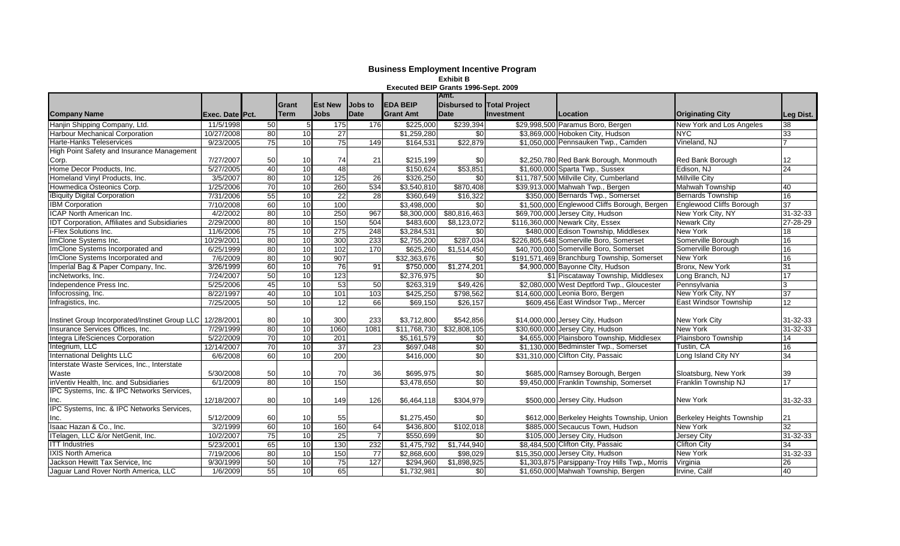# Business Employment Incentive Program

**Exhibit B**

**Executed BEIP Grants 1996-Sept. 2009**

| Company Name | Exec. Date | Pct. | Grant Term | Est New Jobs | Jobs to Date | EDA BEIP Grant Amt | Amt. Disbursed to Date | Total Project Investment | Location | Originating City | Leg Dist. |
|---|---|---|---|---|---|---|---|---|---|---|---|
| Hanjin Shipping Company, Ltd. | 11/5/1998 | 50 | 5 | 175 | 176 | $225,000 | $239,394 | $29,998,500 | Paramus Boro, Bergen | New York and Los Angeles | 38 |
| Harbour Mechanical Corporation | 10/27/2008 | 80 | 10 | 27 | | $1,259,280 | $0 | $3,869,000 | Hoboken City, Hudson | NYC | 33 |
| Harte-Hanks Teleservices | 9/23/2005 | 75 | 10 | 75 | 149 | $164,531 | $22,879 | $1,050,000 | Pennsauken Twp., Camden | Vineland, NJ | 7 |
| High Point Safety and Insurance Management Corp. | 7/27/2007 | 50 | 10 | 74 | 21 | $215,199 | $0 | $2,250,780 | Red Bank Borough, Monmouth | Red Bank Borough | 12 |
| Home Decor Products, Inc. | 5/27/2005 | 40 | 10 | 48 | | $150,624 | $53,851 | $1,600,000 | Sparta Twp., Sussex | Edison, NJ | 24 |
| Homeland Vinyl Products, Inc. | 3/5/2007 | 80 | 10 | 125 | 26 | $326,250 | $0 | $11,787,500 | Millville City, Cumberland | Millville City | |
| Howmedica Osteonics Corp. | 1/25/2006 | 70 | 10 | 260 | 534 | $3,540,810 | $870,408 | $39,913,000 | Mahwah Twp., Bergen | Mahwah Township | 40 |
| iBiquity Digital Corporation | 7/31/2006 | 55 | 10 | 22 | 28 | $360,649 | $16,322 | $350,000 | Bernards Twp., Somerset | Bernards Township | 16 |
| IBM Corporation | 7/10/2008 | 60 | 10 | 100 | | $3,498,000 | $0 | $1,500,000 | Englewood Cliffs Borough, Bergen | Englewood Cliffs Borough | 37 |
| ICAP North American Inc. | 4/2/2002 | 80 | 10 | 250 | 967 | $8,300,000 | $80,816,463 | $69,700,000 | Jersey City, Hudson | New York City, NY | 31-32-33 |
| IDT Corporation, Affiliates and Subsidiaries | 2/29/2000 | 80 | 10 | 150 | 504 | $483,600 | $8,123,072 | $116,360,000 | Newark City, Essex | Newark City | 27-28-29 |
| i-Flex Solutions Inc. | 11/6/2006 | 75 | 10 | 275 | 248 | $3,284,531 | $0 | $480,000 | Edison Township, Middlesex | New York | 18 |
| ImClone Systems Inc. | 10/29/2001 | 80 | 10 | 300 | 233 | $2,755,200 | $287,034 | $226,805,648 | Somerville Boro, Somerset | Somerville Borough | 16 |
| ImClone Systems Incorporated and | 6/25/1999 | 80 | 10 | 102 | 170 | $625,260 | $1,514,450 | $40,700,000 | Somerville Boro, Somerset | Somerville Borough | 16 |
| ImClone Systems Incorporated and | 7/6/2009 | 80 | 10 | 907 | | $32,363,676 | $0 | $191,571,469 | Branchburg Township, Somerset | New York | 16 |
| Imperial Bag & Paper Company, Inc. | 3/26/1999 | 60 | 10 | 76 | 91 | $750,000 | $1,274,201 | $4,900,000 | Bayonne City, Hudson | Bronx, New York | 31 |
| incNetworks, Inc. | 7/24/2007 | 50 | 10 | 123 | | $2,376,975 | $0 | $1 | Piscataway Township, Middlesex | Long Branch, NJ | 17 |
| Independence Press Inc. | 5/25/2006 | 45 | 10 | 53 | 50 | $263,319 | $49,426 | $2,080,000 | West Deptford Twp., Gloucester | Pennsylvania | 3 |
| Infocrossing, Inc. | 8/22/1997 | 40 | 10 | 101 | 103 | $425,250 | $798,562 | $14,600,000 | Leonia Boro, Bergen | New York City, NY | 37 |
| Infragistics, Inc. | 7/25/2005 | 50 | 10 | 12 | 66 | $69,150 | $26,157 | $609,456 | East Windsor Twp., Mercer | East Windsor Township | 12 |
| Instinet Group Incorporated/Instinet Group LLC | 12/28/2001 | 80 | 10 | 300 | 233 | $3,712,800 | $542,856 | $14,000,000 | Jersey City, Hudson | New York City | 31-32-33 |
| Insurance Services Offices, Inc. | 7/29/1999 | 80 | 10 | 1060 | 1081 | $11,768,730 | $32,808,105 | $30,600,000 | Jersey City, Hudson | New York | 31-32-33 |
| Integra LifeSciences Corporation | 5/22/2009 | 70 | 10 | 201 | | $5,161,579 | $0 | $4,655,000 | Plainsboro Township, Middlesex | Plainsboro Township | 14 |
| Integrium, LLC | 12/14/2007 | 70 | 10 | 37 | 23 | $697,048 | $0 | $1,130,000 | Bedminster Twp., Somerset | Tustin, CA | 16 |
| International Delights LLC | 6/6/2008 | 60 | 10 | 200 | | $416,000 | $0 | $31,310,000 | Clifton City, Passaic | Long Island City NY | 34 |
| Interstate Waste Services, Inc., Interstate Waste | 5/30/2008 | 50 | 10 | 70 | 36 | $695,975 | $0 | $685,000 | Ramsey Borough, Bergen | Sloatsburg, New York | 39 |
| inVentiv Health, Inc. and Subsidiaries | 6/1/2009 | 80 | 10 | 150 | | $3,478,650 | $0 | $9,450,000 | Franklin Township, Somerset | Franklin Township NJ | 17 |
| IPC Systems, Inc. & IPC Networks Services, Inc. | 12/18/2007 | 80 | 10 | 149 | 126 | $6,464,118 | $304,979 | $500,000 | Jersey City, Hudson | New York | 31-32-33 |
| IPC Systems, Inc. & IPC Networks Services, Inc. | 5/12/2009 | 60 | 10 | 55 | | $1,275,450 | $0 | $612,000 | Berkeley Heights Township, Union | Berkeley Heights Township | 21 |
| Isaac Hazan & Co., Inc. | 3/2/1999 | 60 | 10 | 160 | 64 | $436,800 | $102,018 | $885,000 | Secaucus Town, Hudson | New York | 32 |
| ITelagen, LLC &/or NetGenit, Inc. | 10/2/2007 | 75 | 10 | 25 | 7 | $550,699 | $0 | $105,000 | Jersey City, Hudson | Jersey City | 31-32-33 |
| ITT Industries | 5/23/2001 | 65 | 10 | 130 | 232 | $1,475,792 | $1,744,940 | $8,484,500 | Clifton City, Passaic | Clifton City | 34 |
| IXIS North America | 7/19/2006 | 80 | 10 | 150 | 77 | $2,868,600 | $98,029 | $15,350,000 | Jersey City, Hudson | New York | 31-32-33 |
| Jackson Hewitt Tax Service, Inc | 9/30/1999 | 50 | 10 | 75 | 127 | $294,960 | $1,898,925 | $1,303,875 | Parsippany-Troy Hills Twp., Morris | Virginia | 26 |
| Jaguar Land Rover North America, LLC | 1/6/2009 | 55 | 10 | 65 | | $1,732,981 | $0 | $1,650,000 | Mahwah Township, Bergen | Irvine, Calif | 40 |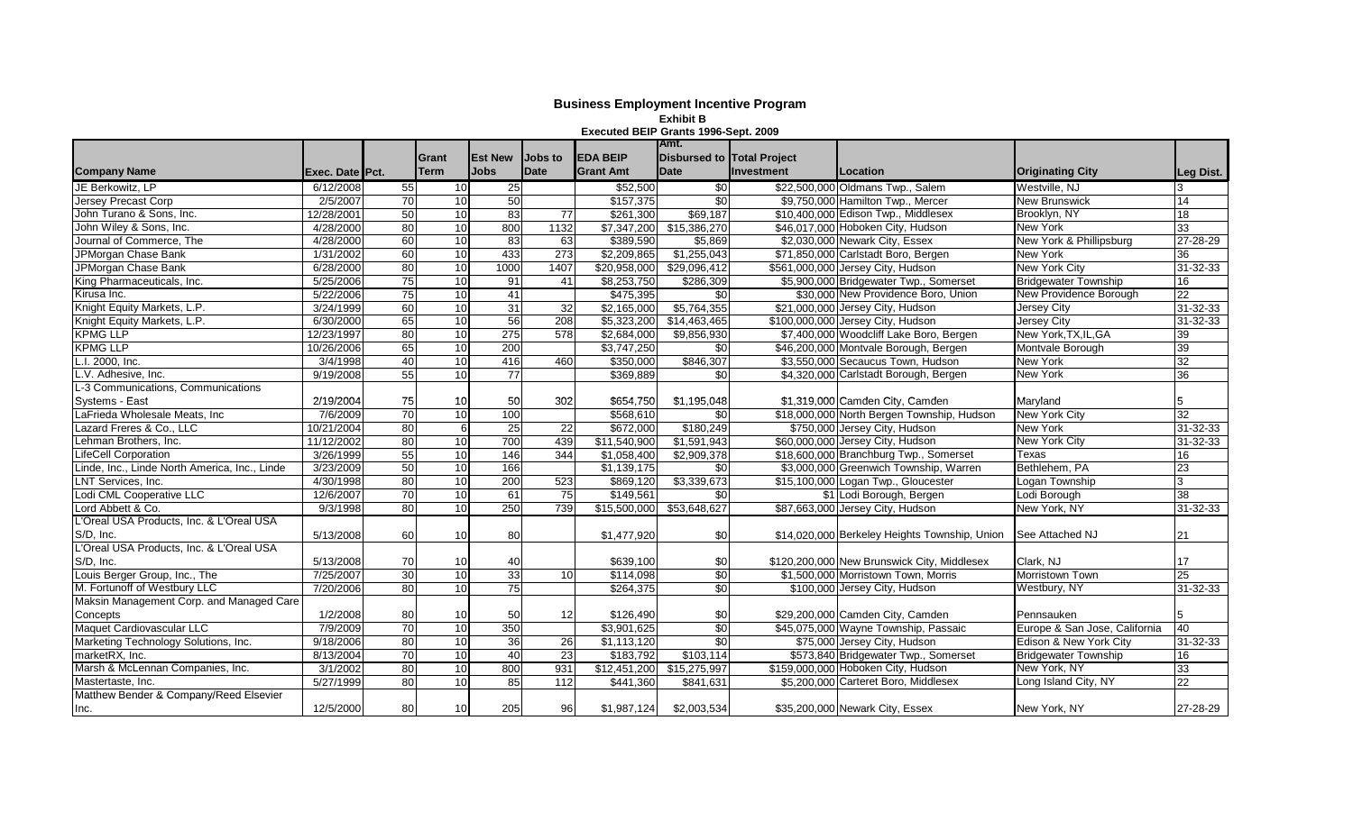# Business Employment Incentive Program

**Exhibit B**

**Executed BEIP Grants 1996-Sept. 2009**

| Company Name | Exec. Date | Pct. | Grant Term | Est New Jobs | Jobs to Date | EDA BEIP Grant Amt | Amt. Disbursed to Date | Total Project Investment | Location | Originating City | Leg Dist. |
|---|---|---|---|---|---|---|---|---|---|---|---|
| JE Berkowitz, LP | 6/12/2008 | 55 | 10 | 25 | | $52,500 | $0 | $22,500,000 | Oldmans Twp., Salem | Westville, NJ | 3 |
| Jersey Precast Corp | 2/5/2007 | 70 | 10 | 50 | | $157,375 | $0 | $9,750,000 | Hamilton Twp., Mercer | New Brunswick | 14 |
| John Turano & Sons, Inc. | 12/28/2001 | 50 | 10 | 83 | 77 | $261,300 | $69,187 | $10,400,000 | Edison Twp., Middlesex | Brooklyn, NY | 18 |
| John Wiley & Sons, Inc. | 4/28/2000 | 80 | 10 | 800 | 1132 | $7,347,200 | $15,386,270 | $46,017,000 | Hoboken City, Hudson | New York | 33 |
| Journal of Commerce, The | 4/28/2000 | 60 | 10 | 83 | 63 | $389,590 | $5,869 | $2,030,000 | Newark City, Essex | New York & Phillipsburg | 27-28-29 |
| JPMorgan Chase Bank | 1/31/2002 | 60 | 10 | 433 | 273 | $2,209,865 | $1,255,043 | $71,850,000 | Carlstadt Boro, Bergen | New York | 36 |
| JPMorgan Chase Bank | 6/28/2000 | 80 | 10 | 1000 | 1407 | $20,958,000 | $29,096,412 | $561,000,000 | Jersey City, Hudson | New York City | 31-32-33 |
| King Pharmaceuticals, Inc. | 5/25/2006 | 75 | 10 | 91 | 41 | $8,253,750 | $286,309 | $5,900,000 | Bridgewater Twp., Somerset | Bridgewater Township | 16 |
| Kirusa Inc. | 5/22/2006 | 75 | 10 | 41 | | $475,395 | $0 | $30,000 | New Providence Boro, Union | New Providence Borough | 22 |
| Knight Equity Markets, L.P. | 3/24/1999 | 60 | 10 | 31 | 32 | $2,165,000 | $5,764,355 | $21,000,000 | Jersey City, Hudson | Jersey City | 31-32-33 |
| Knight Equity Markets, L.P. | 6/30/2000 | 65 | 10 | 56 | 208 | $5,323,200 | $14,463,465 | $100,000,000 | Jersey City, Hudson | Jersey City | 31-32-33 |
| KPMG LLP | 12/23/1997 | 80 | 10 | 275 | 578 | $2,684,000 | $9,856,930 | $7,400,000 | Woodcliff Lake Boro, Bergen | New York,TX,IL,GA | 39 |
| KPMG LLP | 10/26/2006 | 65 | 10 | 200 | | $3,747,250 | $0 | $46,200,000 | Montvale Borough, Bergen | Montvale Borough | 39 |
| L.I. 2000, Inc. | 3/4/1998 | 40 | 10 | 416 | 460 | $350,000 | $846,307 | $3,550,000 | Secaucus Town, Hudson | New York | 32 |
| L.V. Adhesive, Inc. | 9/19/2008 | 55 | 10 | 77 | | $369,889 | $0 | $4,320,000 | Carlstadt Borough, Bergen | New York | 36 |
| L-3 Communications, Communications Systems - East | 2/19/2004 | 75 | 10 | 50 | 302 | $654,750 | $1,195,048 | $1,319,000 | Camden City, Camden | Maryland | 5 |
| LaFrieda Wholesale Meats, Inc | 7/6/2009 | 70 | 10 | 100 | | $568,610 | $0 | $18,000,000 | North Bergen Township, Hudson | New York City | 32 |
| Lazard Freres & Co., LLC | 10/21/2004 | 80 | 6 | 25 | 22 | $672,000 | $180,249 | $750,000 | Jersey City, Hudson | New York | 31-32-33 |
| Lehman Brothers, Inc. | 11/12/2002 | 80 | 10 | 700 | 439 | $11,540,900 | $1,591,943 | $60,000,000 | Jersey City, Hudson | New York City | 31-32-33 |
| LifeCell Corporation | 3/26/1999 | 55 | 10 | 146 | 344 | $1,058,400 | $2,909,378 | $18,600,000 | Branchburg Twp., Somerset | Texas | 16 |
| Linde, Inc., Linde North America, Inc., Linde | 3/23/2009 | 50 | 10 | 166 | | $1,139,175 | $0 | $3,000,000 | Greenwich Township, Warren | Bethlehem, PA | 23 |
| LNT Services, Inc. | 4/30/1998 | 80 | 10 | 200 | 523 | $869,120 | $3,339,673 | $15,100,000 | Logan Twp., Gloucester | Logan Township | 3 |
| Lodi CML Cooperative LLC | 12/6/2007 | 70 | 10 | 61 | 75 | $149,561 | $0 | $1 | Lodi Borough, Bergen | Lodi Borough | 38 |
| Lord Abbett & Co. | 9/3/1998 | 80 | 10 | 250 | 739 | $15,500,000 | $53,648,627 | $87,663,000 | Jersey City, Hudson | New York, NY | 31-32-33 |
| L'Oreal USA Products, Inc. & L'Oreal USA S/D, Inc. | 5/13/2008 | 60 | 10 | 80 | | $1,477,920 | $0 | $14,020,000 | Berkeley Heights Township, Union | See Attached NJ | 21 |
| L'Oreal USA Products, Inc. & L'Oreal USA S/D, Inc. | 5/13/2008 | 70 | 10 | 40 | | $639,100 | $0 | $120,200,000 | New Brunswick City, Middlesex | Clark, NJ | 17 |
| Louis Berger Group, Inc., The | 7/25/2007 | 30 | 10 | 33 | 10 | $114,098 | $0 | $1,500,000 | Morristown Town, Morris | Morristown Town | 25 |
| M. Fortunoff of Westbury LLC | 7/20/2006 | 80 | 10 | 75 | | $264,375 | $0 | $100,000 | Jersey City, Hudson | Westbury, NY | 31-32-33 |
| Maksin Management Corp. and Managed Care Concepts | 1/2/2008 | 80 | 10 | 50 | 12 | $126,490 | $0 | $29,200,000 | Camden City, Camden | Pennsauken | 5 |
| Maquet Cardiovascular LLC | 7/9/2009 | 70 | 10 | 350 | | $3,901,625 | $0 | $45,075,000 | Wayne Township, Passaic | Europe & San Jose, California | 40 |
| Marketing Technology Solutions, Inc. | 9/18/2006 | 80 | 10 | 36 | 26 | $1,113,120 | $0 | $75,000 | Jersey City, Hudson | Edison & New York City | 31-32-33 |
| marketRX, Inc. | 8/13/2004 | 70 | 10 | 40 | 23 | $183,792 | $103,114 | $573,840 | Bridgewater Twp., Somerset | Bridgewater Township | 16 |
| Marsh & McLennan Companies, Inc. | 3/1/2002 | 80 | 10 | 800 | 931 | $12,451,200 | $15,275,997 | $159,000,000 | Hoboken City, Hudson | New York, NY | 33 |
| Mastertaste, Inc. | 5/27/1999 | 80 | 10 | 85 | 112 | $441,360 | $841,631 | $5,200,000 | Carteret Boro, Middlesex | Long Island City, NY | 22 |
| Matthew Bender & Company/Reed Elsevier Inc. | 12/5/2000 | 80 | 10 | 205 | 96 | $1,987,124 | $2,003,534 | $35,200,000 | Newark City, Essex | New York, NY | 27-28-29 |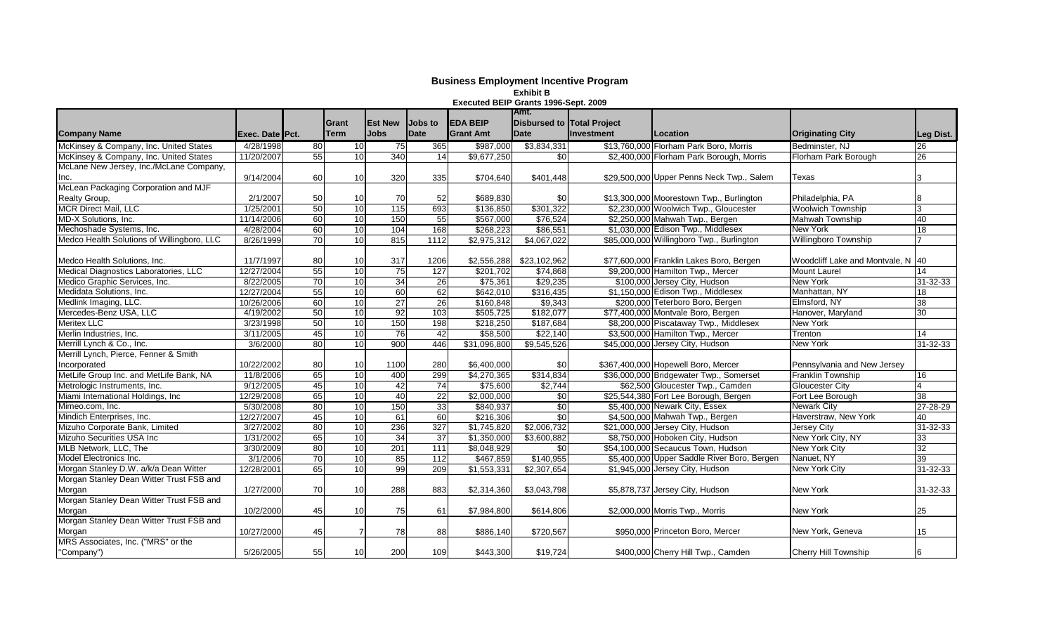## Business Employment Incentive Program

**Exhibit B**

**Executed BEIP Grants 1996-Sept. 2009**

| Company Name | Exec. Date | Pct. | Grant Term | Est New Jobs | Jobs to Date | EDA BEIP Grant Amt | Amt. Disbursed to Date | Total Project Investment | Location | Originating City | Leg Dist. |
|---|---|---|---|---|---|---|---|---|---|---|---|
| McKinsey & Company, Inc. United States | 4/28/1998 | 80 | 10 | 75 | 365 | $987,000 | $3,834,331 | $13,760,000 | Florham Park Boro, Morris | Bedminster, NJ | 26 |
| McKinsey & Company, Inc. United States | 11/20/2007 | 55 | 10 | 340 | 14 | $9,677,250 | $0 | $2,400,000 | Florham Park Borough, Morris | Florham Park Borough | 26 |
| McLane New Jersey, Inc./McLane Company, Inc. | 9/14/2004 | 60 | 10 | 320 | 335 | $704,640 | $401,448 | $29,500,000 | Upper Penns Neck Twp., Salem | Texas | 3 |
| McLean Packaging Corporation and MJF Realty Group, | 2/1/2007 | 50 | 10 | 70 | 52 | $689,830 | $0 | $13,300,000 | Moorestown Twp., Burlington | Philadelphia, PA | 8 |
| MCR Direct Mail, LLC | 1/25/2001 | 50 | 10 | 115 | 693 | $136,850 | $301,322 | $2,230,000 | Woolwich Twp., Gloucester | Woolwich Township | 3 |
| MD-X Solutions, Inc. | 11/14/2006 | 60 | 10 | 150 | 55 | $567,000 | $76,524 | $2,250,000 | Mahwah Twp., Bergen | Mahwah Township | 40 |
| Mechoshade Systems, Inc. | 4/28/2004 | 60 | 10 | 104 | 168 | $268,223 | $86,551 | $1,030,000 | Edison Twp., Middlesex | New York | 18 |
| Medco Health Solutions of Willingboro, LLC | 8/26/1999 | 70 | 10 | 815 | 1112 | $2,975,312 | $4,067,022 | $85,000,000 | Willingboro Twp., Burlington | Willingboro Township | 7 |
| Medco Health Solutions, Inc. | 11/7/1997 | 80 | 10 | 317 | 1206 | $2,556,288 | $23,102,962 | $77,600,000 | Franklin Lakes Boro, Bergen | Woodcliff Lake and Montvale, N | 40 |
| Medical Diagnostics Laboratories, LLC | 12/27/2004 | 55 | 10 | 75 | 127 | $201,702 | $74,868 | $9,200,000 | Hamilton Twp., Mercer | Mount Laurel | 14 |
| Medico Graphic Services, Inc. | 8/22/2005 | 70 | 10 | 34 | 26 | $75,361 | $29,235 | $100,000 | Jersey City, Hudson | New York | 31-32-33 |
| Medidata Solutions, Inc. | 12/27/2004 | 55 | 10 | 60 | 62 | $642,010 | $316,435 | $1,150,000 | Edison Twp., Middlesex | Manhattan, NY | 18 |
| Medlink Imaging, LLC. | 10/26/2006 | 60 | 10 | 27 | 26 | $160,848 | $9,343 | $200,000 | Teterboro Boro, Bergen | Elmsford, NY | 38 |
| Mercedes-Benz USA, LLC | 4/19/2002 | 50 | 10 | 92 | 103 | $505,725 | $182,077 | $77,400,000 | Montvale Boro, Bergen | Hanover, Maryland | 30 |
| Meritex LLC | 3/23/1998 | 50 | 10 | 150 | 198 | $218,250 | $187,684 | $8,200,000 | Piscataway Twp., Middlesex | New York | |
| Merlin Industries, Inc. | 3/11/2005 | 45 | 10 | 76 | 42 | $58,500 | $22,140 | $3,500,000 | Hamilton Twp., Mercer | Trenton | 14 |
| Merrill Lynch & Co., Inc. | 3/6/2000 | 80 | 10 | 900 | 446 | $31,096,800 | $9,545,526 | $45,000,000 | Jersey City, Hudson | New York | 31-32-33 |
| Merrill Lynch, Pierce, Fenner & Smith Incorporated | 10/22/2002 | 80 | 10 | 1100 | 280 | $6,400,000 | $0 | $367,400,000 | Hopewell Boro, Mercer | Pennsylvania and New Jersey | |
| MetLife Group Inc. and MetLife Bank, NA | 11/8/2006 | 65 | 10 | 400 | 299 | $4,270,365 | $314,834 | $36,000,000 | Bridgewater Twp., Somerset | Franklin Township | 16 |
| Metrologic Instruments, Inc. | 9/12/2005 | 45 | 10 | 42 | 74 | $75,600 | $2,744 | $62,500 | Gloucester City, Camden | Gloucester City | 4 |
| Miami International Holdings, Inc | 12/29/2008 | 65 | 10 | 40 | 22 | $2,000,000 | $0 | $25,544,380 | Fort Lee Borough, Bergen | Fort Lee Borough | 38 |
| Mimeo.com, Inc. | 5/30/2008 | 80 | 10 | 150 | 33 | $840,937 | $0 | $5,400,000 | Newark City, Essex | Newark City | 27-28-29 |
| Mindich Enterprises, Inc. | 12/27/2007 | 45 | 10 | 61 | 60 | $216,306 | $0 | $4,500,000 | Mahwah Twp., Bergen | Haverstraw, New York | 40 |
| Mizuho Corporate Bank, Limited | 3/27/2002 | 80 | 10 | 236 | 327 | $1,745,820 | $2,006,732 | $21,000,000 | Jersey City, Hudson | Jersey City | 31-32-33 |
| Mizuho Securities USA Inc | 1/31/2002 | 65 | 10 | 34 | 37 | $1,350,000 | $3,600,882 | $8,750,000 | Hoboken City, Hudson | New York City, NY | 33 |
| MLB Network, LLC, The | 3/30/2009 | 80 | 10 | 201 | 111 | $8,048,929 | $0 | $54,100,000 | Secaucus Town, Hudson | New York City | 32 |
| Model Electronics Inc. | 3/1/2006 | 70 | 10 | 85 | 112 | $467,859 | $140,955 | $5,400,000 | Upper Saddle River Boro, Bergen | Nanuet, NY | 39 |
| Morgan Stanley D.W. a/k/a Dean Witter | 12/28/2001 | 65 | 10 | 99 | 209 | $1,553,331 | $2,307,654 | $1,945,000 | Jersey City, Hudson | New York City | 31-32-33 |
| Morgan Stanley Dean Witter Trust FSB and Morgan | 1/27/2000 | 70 | 10 | 288 | 883 | $2,314,360 | $3,043,798 | $5,878,737 | Jersey City, Hudson | New York | 31-32-33 |
| Morgan Stanley Dean Witter Trust FSB and Morgan | 10/2/2000 | 45 | 10 | 75 | 61 | $7,984,800 | $614,806 | $2,000,000 | Morris Twp., Morris | New York | 25 |
| Morgan Stanley Dean Witter Trust FSB and Morgan | 10/27/2000 | 45 | 7 | 78 | 88 | $886,140 | $720,567 | $950,000 | Princeton Boro, Mercer | New York, Geneva | 15 |
| MRS Associates, Inc. ("MRS" or the "Company") | 5/26/2005 | 55 | 10 | 200 | 109 | $443,300 | $19,724 | $400,000 | Cherry Hill Twp., Camden | Cherry Hill Township | 6 |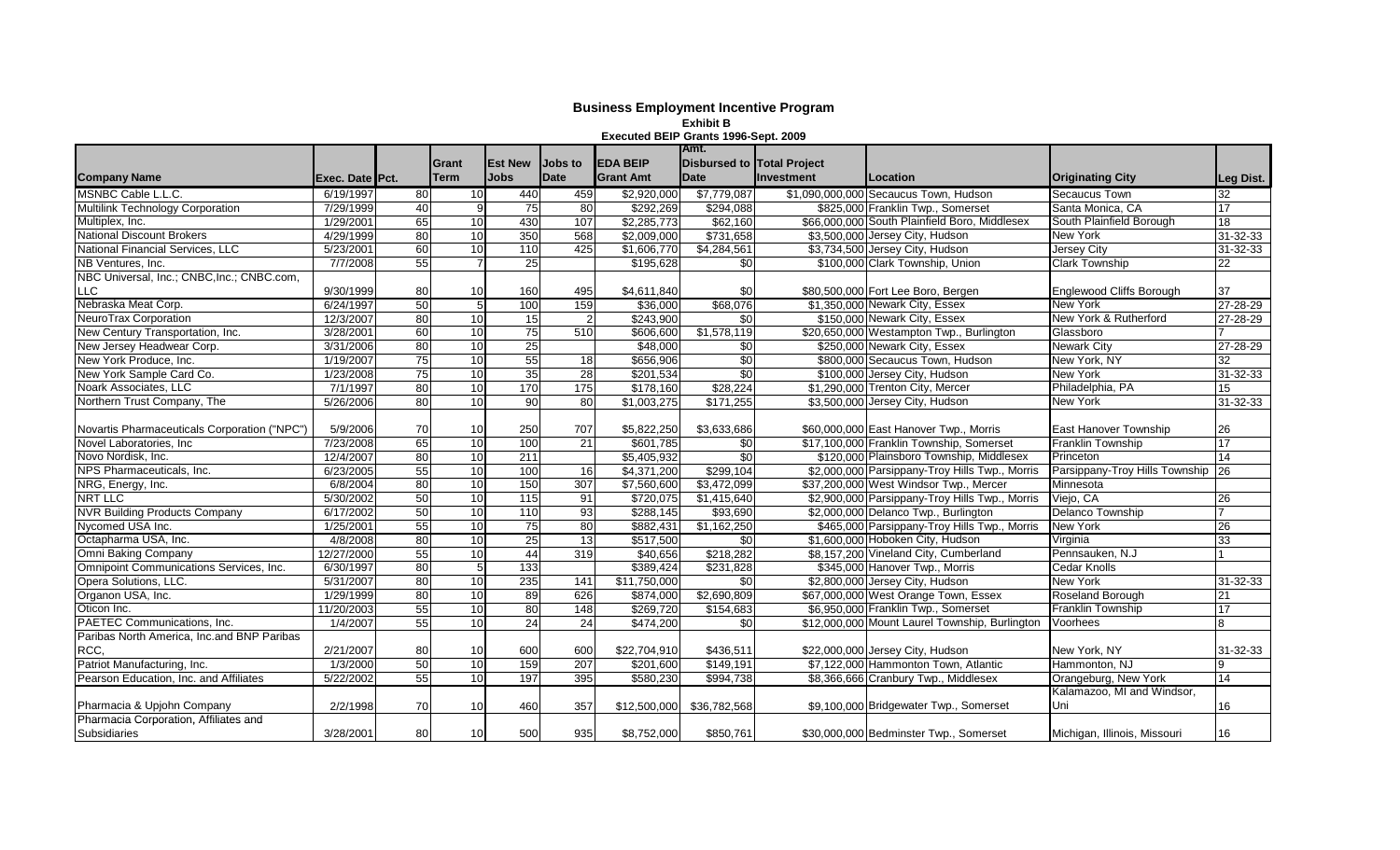# Business Employment Incentive Program

**Exhibit B**

**Executed BEIP Grants 1996-Sept. 2009**

| Company Name | Exec. Date | Pct. | Grant Term | Est New Jobs | Jobs to Date | EDA BEIP Grant Amt | Amt. Disbursed to Date | Total Project Investment | Location | Originating City | Leg Dist. |
|---|---|---|---|---|---|---|---|---|---|---|---|
| MSNBC Cable L.L.C. | 6/19/1997 | 80 | 10 | 440 | 459 | $2,920,000 | $7,779,087 | $1,090,000,000 | Secaucus Town, Hudson | Secaucus Town | 32 |
| Multilink Technology Corporation | 7/29/1999 | 40 | 9 | 75 | 80 | $292,269 | $294,088 | $825,000 | Franklin Twp., Somerset | Santa Monica, CA | 17 |
| Multiplex, Inc. | 1/29/2001 | 65 | 10 | 430 | 107 | $2,285,773 | $62,160 | $66,000,000 | South Plainfield Boro, Middlesex | South Plainfield Borough | 18 |
| National Discount Brokers | 4/29/1999 | 80 | 10 | 350 | 568 | $2,009,000 | $731,658 | $3,500,000 | Jersey City, Hudson | New York | 31-32-33 |
| National Financial Services, LLC | 5/23/2001 | 60 | 10 | 110 | 425 | $1,606,770 | $4,284,561 | $3,734,500 | Jersey City, Hudson | Jersey City | 31-32-33 |
| NB Ventures, Inc. | 7/7/2008 | 55 | 7 | 25 | | $195,628 | $0 | $100,000 | Clark Township, Union | Clark Township | 22 |
| NBC Universal, Inc.; CNBC,Inc.; CNBC.com, LLC | 9/30/1999 | 80 | 10 | 160 | 495 | $4,611,840 | $0 | $80,500,000 | Fort Lee Boro, Bergen | Englewood Cliffs Borough | 37 |
| Nebraska Meat Corp. | 6/24/1997 | 50 | 5 | 100 | 159 | $36,000 | $68,076 | $1,350,000 | Newark City, Essex | New York | 27-28-29 |
| NeuroTrax Corporation | 12/3/2007 | 80 | 10 | 15 | 2 | $243,900 | $0 | $150,000 | Newark City, Essex | New York & Rutherford | 27-28-29 |
| New Century Transportation, Inc. | 3/28/2001 | 60 | 10 | 75 | 510 | $606,600 | $1,578,119 | $20,650,000 | Westampton Twp., Burlington | Glassboro | 7 |
| New Jersey Headwear Corp. | 3/31/2006 | 80 | 10 | 25 | | $48,000 | $0 | $250,000 | Newark City, Essex | Newark City | 27-28-29 |
| New York Produce, Inc. | 1/19/2007 | 75 | 10 | 55 | 18 | $656,906 | $0 | $800,000 | Secaucus Town, Hudson | New York, NY | 32 |
| New York Sample Card Co. | 1/23/2008 | 75 | 10 | 35 | 28 | $201,534 | $0 | $100,000 | Jersey City, Hudson | New York | 31-32-33 |
| Noark Associates, LLC | 7/1/1997 | 80 | 10 | 170 | 175 | $178,160 | $28,224 | $1,290,000 | Trenton City, Mercer | Philadelphia, PA | 15 |
| Northern Trust Company, The | 5/26/2006 | 80 | 10 | 90 | 80 | $1,003,275 | $171,255 | $3,500,000 | Jersey City, Hudson | New York | 31-32-33 |
| Novartis Pharmaceuticals Corporation ("NPC") | 5/9/2006 | 70 | 10 | 250 | 707 | $5,822,250 | $3,633,686 | $60,000,000 | East Hanover Twp., Morris | East Hanover Township | 26 |
| Novel Laboratories, Inc | 7/23/2008 | 65 | 10 | 100 | 21 | $601,785 | $0 | $17,100,000 | Franklin Township, Somerset | Franklin Township | 17 |
| Novo Nordisk, Inc. | 12/4/2007 | 80 | 10 | 211 | | $5,405,932 | $0 | $120,000 | Plainsboro Township, Middlesex | Princeton | 14 |
| NPS Pharmaceuticals, Inc. | 6/23/2005 | 55 | 10 | 100 | 16 | $4,371,200 | $299,104 | $2,000,000 | Parsippany-Troy Hills Twp., Morris | Parsippany-Troy Hills Township | 26 |
| NRG, Energy, Inc. | 6/8/2004 | 80 | 10 | 150 | 307 | $7,560,600 | $3,472,099 | $37,200,000 | West Windsor Twp., Mercer | Minnesota | |
| NRT LLC | 5/30/2002 | 50 | 10 | 115 | 91 | $720,075 | $1,415,640 | $2,900,000 | Parsippany-Troy Hills Twp., Morris | Viejo, CA | 26 |
| NVR Building Products Company | 6/17/2002 | 50 | 10 | 110 | 93 | $288,145 | $93,690 | $2,000,000 | Delanco Twp., Burlington | Delanco Township | 7 |
| Nycomed USA Inc. | 1/25/2001 | 55 | 10 | 75 | 80 | $882,431 | $1,162,250 | $465,000 | Parsippany-Troy Hills Twp., Morris | New York | 26 |
| Octapharma USA, Inc. | 4/8/2008 | 80 | 10 | 25 | 13 | $517,500 | $0 | $1,600,000 | Hoboken City, Hudson | Virginia | 33 |
| Omni Baking Company | 12/27/2000 | 55 | 10 | 44 | 319 | $40,656 | $218,282 | $8,157,200 | Vineland City, Cumberland | Pennsauken, N.J | 1 |
| Omnipoint Communications Services, Inc. | 6/30/1997 | 80 | 5 | 133 | | $389,424 | $231,828 | $345,000 | Hanover Twp., Morris | Cedar Knolls | |
| Opera Solutions, LLC. | 5/31/2007 | 80 | 10 | 235 | 141 | $11,750,000 | $0 | $2,800,000 | Jersey City, Hudson | New York | 31-32-33 |
| Organon USA, Inc. | 1/29/1999 | 80 | 10 | 89 | 626 | $874,000 | $2,690,809 | $67,000,000 | West Orange Town, Essex | Roseland Borough | 21 |
| Oticon Inc. | 11/20/2003 | 55 | 10 | 80 | 148 | $269,720 | $154,683 | $6,950,000 | Franklin Twp., Somerset | Franklin Township | 17 |
| PAETEC Communications, Inc. | 1/4/2007 | 55 | 10 | 24 | 24 | $474,200 | $0 | $12,000,000 | Mount Laurel Township, Burlington | Voorhees | 8 |
| Paribas North America, Inc.and BNP Paribas RCC, | 2/21/2007 | 80 | 10 | 600 | 600 | $22,704,910 | $436,511 | $22,000,000 | Jersey City, Hudson | New York, NY | 31-32-33 |
| Patriot Manufacturing, Inc. | 1/3/2000 | 50 | 10 | 159 | 207 | $201,600 | $149,191 | $7,122,000 | Hammonton Town, Atlantic | Hammonton, NJ | 9 |
| Pearson Education, Inc. and Affiliates | 5/22/2002 | 55 | 10 | 197 | 395 | $580,230 | $994,738 | $8,366,666 | Cranbury Twp., Middlesex | Orangeburg, New York | 14 |
| Pharmacia & Upjohn Company | 2/2/1998 | 70 | 10 | 460 | 357 | $12,500,000 | $36,782,568 | $9,100,000 | Bridgewater Twp., Somerset | Kalamazoo, MI and Windsor, Uni | 16 |
| Pharmacia Corporation, Affiliates and Subsidiaries | 3/28/2001 | 80 | 10 | 500 | 935 | $8,752,000 | $850,761 | $30,000,000 | Bedminster Twp., Somerset | Michigan, Illinois, Missouri | 16 |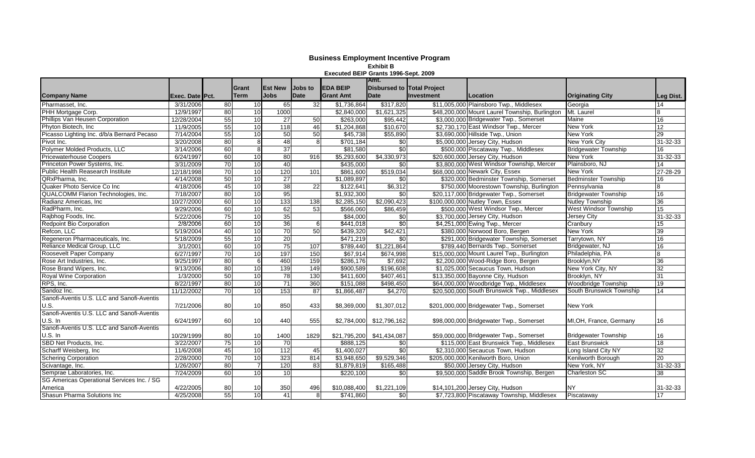# Business Employment Incentive Program

**Exhibit B**

**Executed BEIP Grants 1996-Sept. 2009**

| Company Name | Exec. Date | Pct. | Grant Term | Est New Jobs | Jobs to Date | EDA BEIP Grant Amt | Amt. Disbursed to Date | Total Project Investment | Location | Originating City | Leg Dist. |
|---|---|---|---|---|---|---|---|---|---|---|---|
| Pharmasset, Inc. | 3/31/2006 | 80 | 10 | 65 | 32 | $1,736,864 | $317,820 | $11,005,000 | Plainsboro Twp., Middlesex | Georgia | 14 |
| PHH Mortgage Corp. | 12/9/1997 | 80 | 10 | 1000 | | $2,840,000 | $1,621,325 | $48,200,000 | Mount Laurel Township, Burlington | Mt. Laurel | 8 |
| Phillips Van Heusen Corporation | 12/28/2004 | 55 | 10 | 27 | 50 | $263,000 | $95,442 | $3,000,000 | Bridgewater Twp., Somerset | Maine | 16 |
| Phyton Biotech, Inc | 11/9/2005 | 55 | 10 | 118 | 46 | $1,204,868 | $10,670 | $2,730,170 | East Windsor Twp., Mercer | New York | 12 |
| Picasso Lighting Inc. d/b/a Bernard Pecaso | 7/14/2004 | 55 | 10 | 50 | 50 | $45,738 | $55,890 | $3,690,000 | Hillside Twp., Union | New York | 29 |
| Pivot Inc. | 3/20/2008 | 80 | 8 | 48 | 8 | $701,184 | $0 | $5,000,000 | Jersey City, Hudson | New York City | 31-32-33 |
| Polymer Molded Products, LLC | 3/14/2006 | 60 | 8 | 37 | | $81,580 | $0 | $500,000 | Piscataway Twp., Middlesex | Bridgewater Township | 16 |
| Pricewaterhouse Coopers | 6/24/1997 | 60 | 10 | 80 | 916 | $5,293,600 | $4,330,973 | $20,600,000 | Jersey City, Hudson | New York | 31-32-33 |
| Princeton Power Systems, Inc. | 3/31/2009 | 70 | 10 | 40 | | $435,000 | $0 | $3,800,000 | West Windsor Township, Mercer | Plainsboro, NJ | 14 |
| Public Health Reasearch Institute | 12/18/1998 | 70 | 10 | 120 | 101 | $861,600 | $519,034 | $68,000,000 | Newark City, Essex | New York | 27-28-29 |
| QRxPharma, Inc. | 4/14/2008 | 50 | 10 | 27 | | $1,089,897 | $0 | $320,000 | Bedminster Township, Somerset | Bedminster Township | 16 |
| Quaker Photo Service Co Inc | 4/18/2006 | 45 | 10 | 38 | 22 | $122,641 | $6,312 | $750,000 | Moorestown Township, Burlington | Pennsylvania | 8 |
| QUALCOMM Flarion Technologies, Inc. | 7/18/2007 | 80 | 10 | 95 | | $1,932,300 | $0 | $20,117,000 | Bridgewater Twp., Somerset | Bridgewater Township | 16 |
| Radianz Americas, Inc | 10/27/2000 | 60 | 10 | 133 | 138 | $2,285,150 | $2,090,423 | $100,000,000 | Nutley Town, Essex | Nutley Township | 36 |
| RadPharm, Inc. | 9/29/2006 | 60 | 10 | 62 | 53 | $566,060 | $86,459 | $500,000 | West Windsor Twp., Mercer | West Windsor Township | 15 |
| Rajbhog Foods, Inc. | 5/22/2006 | 75 | 10 | 35 | | $84,000 | $0 | $3,700,000 | Jersey City, Hudson | Jersey City | 31-32-33 |
| Redpoint Bio Corporation | 2/8/2006 | 60 | 10 | 36 | 6 | $441,018 | $0 | $4,251,000 | Ewing Twp., Mercer | Cranbury | 15 |
| Refcon, LLC | 5/19/2004 | 40 | 10 | 70 | 50 | $439,320 | $42,421 | $380,000 | Norwood Boro, Bergen | New York | 39 |
| Regeneron Pharmaceuticals, Inc. | 5/18/2009 | 55 | 10 | 20 | | $471,219 | $0 | $291,000 | Bridgewater Township, Somerset | Tarrytown, NY | 16 |
| Reliance Medical Group, LLC | 3/1/2001 | 60 | 10 | 75 | 107 | $789,440 | $1,221,864 | $789,440 | Bernards Twp., Somerset | Bridgewater, NJ | 16 |
| Roosevelt Paper Company | 6/27/1997 | 70 | 10 | 197 | 150 | $67,914 | $674,998 | $15,000,000 | Mount Laurel Twp., Burlington | Philadelphia, PA | 8 |
| Rose Art Industries, Inc. | 9/25/1997 | 80 | 6 | 460 | 159 | $286,176 | $7,692 | $2,200,000 | Wood-Ridge Boro, Bergen | Brooklyn,NY | 36 |
| Rose Brand Wipers, Inc. | 9/13/2006 | 80 | 10 | 139 | 149 | $900,589 | $196,608 | $1,025,000 | Secaucus Town, Hudson | New York City, NY | 32 |
| Royal Wine Corporation | 1/3/2000 | 50 | 10 | 78 | 130 | $411,600 | $407,461 | $13,350,000 | Bayonne City, Hudson | Brooklyn, NY | 31 |
| RPS, Inc. | 8/22/1997 | 80 | 10 | 71 | 360 | $151,088 | $498,450 | $64,000,000 | Woodbridge Twp., Middlesex | Woodbridge Township | 19 |
| Sandoz Inc. | 11/12/2002 | 70 | 10 | 153 | 87 | $1,866,487 | $4,270 | $20,500,000 | South Brunswick Twp., Middlesex | South Brunswick Township | 14 |
| Sanofi-Aventis U.S. LLC and Sanofi-Aventis U.S. | 7/21/2006 | 80 | 10 | 850 | 433 | $8,369,000 | $1,307,012 | $201,000,000 | Bridgewater Twp., Somerset | New York | |
| Sanofi-Aventis U.S. LLC and Sanofi-Aventis U.S. In | 6/24/1997 | 60 | 10 | 440 | 555 | $2,784,000 | $12,796,162 | $98,000,000 | Bridgewater Twp., Somerset | MI,OH, France, Germany | 16 |
| Sanofi-Aventis U.S. LLC and Sanofi-Aventis U.S. In | 10/29/1999 | 80 | 10 | 1400 | 1829 | $21,795,200 | $41,434,087 | $59,000,000 | Bridgewater Twp., Somerset | Bridgewater Township | 16 |
| SBD Net Products, Inc. | 3/22/2007 | 75 | 10 | 70 | | $888,125 | $0 | $115,000 | East Brunswick Twp., Middlesex | East Brunswick | 18 |
| Scharff Weisberg, Inc | 11/6/2008 | 45 | 10 | 112 | 45 | $1,400,027 | $0 | $2,310,000 | Secaucus Town, Hudson | Long Island City NY | 32 |
| Schering Corporation | 2/28/2000 | 70 | 10 | 323 | 814 | $3,948,650 | $9,529,346 | $205,000,000 | Kenilworth Boro, Union | Kenilworth Borough | 20 |
| Scivantage, Inc. | 1/26/2007 | 80 | 7 | 120 | 83 | $1,879,819 | $165,488 | $50,000 | Jersey City, Hudson | New York, NY | 31-32-33 |
| Semprae Laboratories, Inc. | 7/24/2009 | 60 | 10 | 10 | | $220,100 | $0 | $9,500,000 | Saddle Brook Township, Bergen | Charleston SC | 38 |
| SG Americas Operational Services Inc. / SG America | 4/22/2005 | 80 | 10 | 350 | 496 | $10,088,400 | $1,221,109 | $14,101,200 | Jersey City, Hudson | NY | 31-32-33 |
| Shasun Pharma Solutions Inc | 4/25/2008 | 55 | 10 | 41 | 8 | $741,860 | $0 | $7,723,800 | Piscataway Township, Middlesex | Piscataway | 17 |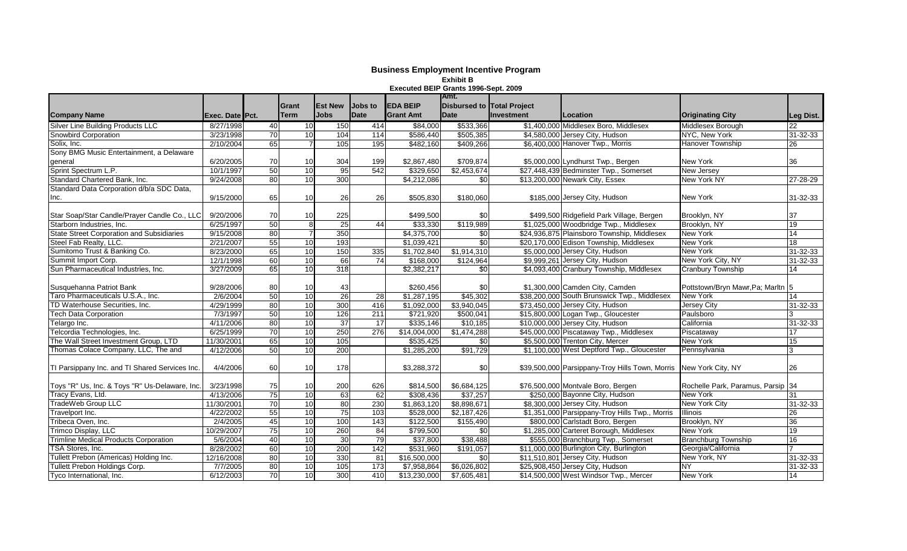# Business Employment Incentive Program

**Exhibit B**

**Executed BEIP Grants 1996-Sept. 2009**

| Company Name | Exec. Date | Pct. | Grant Term | Est New Jobs | Jobs to Date | EDA BEIP Grant Amt | Amt. Disbursed to Date | Total Project Investment | Location | Originating City | Leg Dist. |
|---|---|---|---|---|---|---|---|---|---|---|---|
| Silver Line Building Products LLC | 8/27/1998 | 40 | 10 | 150 | 414 | $84,000 | $533,366 | $1,400,000 | Middlesex Boro, Middlesex | Middlesex Borough | 22 |
| Snowbird Corporation | 3/23/1998 | 70 | 10 | 104 | 114 | $586,440 | $505,385 | $4,580,000 | Jersey City, Hudson | NYC, New York | 31-32-33 |
| Solix, Inc. | 2/10/2004 | 65 | 7 | 105 | 195 | $482,160 | $409,266 | $6,400,000 | Hanover Twp., Morris | Hanover Township | 26 |
| Sony BMG Music Entertainment, a Delaware general | 6/20/2005 | 70 | 10 | 304 | 199 | $2,867,480 | $709,874 | $5,000,000 | Lyndhurst Twp., Bergen | New York | 36 |
| Sprint Spectrum L.P. | 10/1/1997 | 50 | 10 | 95 | 542 | $329,650 | $2,453,674 | $27,448,439 | Bedminster Twp., Somerset | New Jersey | |
| Standard Chartered Bank, Inc. | 9/24/2008 | 80 | 10 | 300 | | $4,212,086 | $0 | $13,200,000 | Newark City, Essex | New York NY | 27-28-29 |
| Standard Data Corporation d/b/a SDC Data, Inc. | 9/15/2000 | 65 | 10 | 26 | 26 | $505,830 | $180,060 | $185,000 | Jersey City, Hudson | New York | 31-32-33 |
| Star Soap/Star Candle/Prayer Candle Co., LLC | 9/20/2006 | 70 | 10 | 225 | | $499,500 | $0 | $499,500 | Ridgefield Park Village, Bergen | Brooklyn, NY | 37 |
| Starborn Industries, Inc. | 6/25/1997 | 50 | 8 | 25 | 44 | $33,330 | $119,989 | $1,025,000 | Woodbridge Twp., Middlesex | Brooklyn, NY | 19 |
| State Street Corporation and Subsidiaries | 9/15/2008 | 80 | 7 | 350 | | $4,375,700 | $0 | $24,936,875 | Plainsboro Township, Middlesex | New York | 14 |
| Steel Fab Realty, LLC. | 2/21/2007 | 55 | 10 | 193 | | $1,039,421 | $0 | $20,170,000 | Edison Township, Middlesex | New York | 18 |
| Sumitomo Trust & Banking Co. | 8/23/2000 | 65 | 10 | 150 | 335 | $1,702,840 | $1,914,310 | $5,000,000 | Jersey City, Hudson | New York | 31-32-33 |
| Summit Import Corp. | 12/1/1998 | 60 | 10 | 66 | 74 | $168,000 | $124,964 | $9,999,261 | Jersey City, Hudson | New York City, NY | 31-32-33 |
| Sun Pharmaceutical Industries, Inc. | 3/27/2009 | 65 | 10 | 318 | | $2,382,217 | $0 | $4,093,400 | Cranbury Township, Middlesex | Cranbury Township | 14 |
| Susquehanna Patriot Bank | 9/28/2006 | 80 | 10 | 43 | | $260,456 | $0 | $1,300,000 | Camden City, Camden | Pottstown/Bryn Mawr,Pa; Marltn | 5 |
| Taro Pharmaceuticals U.S.A., Inc. | 2/6/2004 | 50 | 10 | 26 | 28 | $1,287,195 | $45,302 | $38,200,000 | South Brunswick Twp., Middlesex | New York | 14 |
| TD Waterhouse Securities, Inc. | 4/29/1999 | 80 | 10 | 300 | 416 | $1,092,000 | $3,940,045 | $73,450,000 | Jersey City, Hudson | Jersey City | 31-32-33 |
| Tech Data Corporation | 7/3/1997 | 50 | 10 | 126 | 211 | $721,920 | $500,041 | $15,800,000 | Logan Twp., Gloucester | Paulsboro | 3 |
| Telargo Inc. | 4/11/2006 | 80 | 10 | 37 | 17 | $335,146 | $10,185 | $10,000,000 | Jersey City, Hudson | California | 31-32-33 |
| Telcordia Technologies, Inc. | 6/25/1999 | 70 | 10 | 250 | 276 | $14,004,000 | $1,474,288 | $45,000,000 | Piscataway Twp., Middlesex | Piscataway | 17 |
| The Wall Street Investment Group, LTD | 11/30/2001 | 65 | 10 | 105 | | $535,425 | $0 | $5,500,000 | Trenton City, Mercer | New York | 15 |
| Thomas Colace Company, LLC, The and | 4/12/2006 | 50 | 10 | 200 | | $1,285,200 | $91,729 | $1,100,000 | West Deptford Twp., Gloucester | Pennsylvania | 3 |
| TI Parsippany Inc. and TI Shared Services Inc. | 4/4/2006 | 60 | 10 | 178 | | $3,288,372 | $0 | $39,500,000 | Parsippany-Troy Hills Town, Morris | New York City, NY | 26 |
| Toys "R" Us, Inc. & Toys "R" Us-Delaware, Inc. | 3/23/1998 | 75 | 10 | 200 | 626 | $814,500 | $6,684,125 | $76,500,000 | Montvale Boro, Bergen | Rochelle Park, Paramus, Parsip | 34 |
| Tracy Evans, Ltd. | 4/13/2006 | 75 | 10 | 63 | 62 | $308,436 | $37,257 | $250,000 | Bayonne City, Hudson | New York | 31 |
| TradeWeb Group LLC | 11/30/2001 | 70 | 10 | 80 | 230 | $1,863,120 | $8,898,671 | $8,300,000 | Jersey City, Hudson | New York City | 31-32-33 |
| Travelport Inc. | 4/22/2002 | 55 | 10 | 75 | 103 | $528,000 | $2,187,426 | $1,351,000 | Parsippany-Troy Hills Twp., Morris | Illinois | 26 |
| Tribeca Oven, Inc. | 2/4/2005 | 45 | 10 | 100 | 143 | $122,500 | $155,490 | $800,000 | Carlstadt Boro, Bergen | Brooklyn, NY | 36 |
| Trimco Display, LLC | 10/29/2007 | 75 | 10 | 260 | 84 | $799,500 | $0 | $1,285,000 | Carteret Borough, Middlesex | New York | 19 |
| Trimline Medical Products Corporation | 5/6/2004 | 40 | 10 | 30 | 79 | $37,800 | $38,488 | $555,000 | Branchburg Twp., Somerset | Branchburg Township | 16 |
| TSA Stores, Inc. | 8/28/2002 | 60 | 10 | 200 | 142 | $531,960 | $191,057 | $11,000,000 | Burlington City, Burlington | Georgia/California | 7 |
| Tullett Prebon (Americas) Holding Inc. | 12/16/2008 | 80 | 10 | 330 | 81 | $16,500,000 | $0 | $11,510,801 | Jersey City, Hudson | New York, NY | 31-32-33 |
| Tullett Prebon Holdings Corp. | 7/7/2005 | 80 | 10 | 105 | 173 | $7,958,864 | $6,026,802 | $25,908,450 | Jersey City, Hudson | NY | 31-32-33 |
| Tyco International, Inc. | 6/12/2003 | 70 | 10 | 300 | 410 | $13,230,000 | $7,605,481 | $14,500,000 | West Windsor Twp., Mercer | New York | 14 |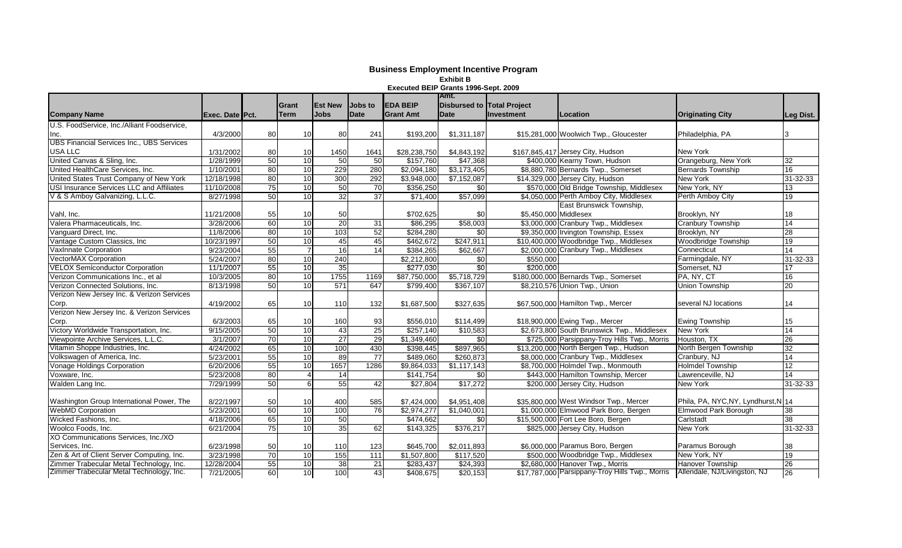# Business Employment Incentive Program

**Exhibit B**

**Executed BEIP Grants 1996-Sept. 2009**

| Company Name | Exec. Date | Pct. | Grant Term | Est New Jobs | Jobs to Date | EDA BEIP Grant Amt | Amt. Disbursed to Date | Total Project Investment | Location | Originating City | Leg Dist. |
|---|---|---|---|---|---|---|---|---|---|---|---|
| U.S. FoodService, Inc./Alliant Foodservice, Inc. | 4/3/2000 | 80 | 10 | 80 | 241 | $193,200 | $1,311,187 | $15,281,000 | Woolwich Twp., Gloucester | Philadelphia, PA | 3 |
| UBS Financial Services Inc., UBS Services USA LLC | 1/31/2002 | 80 | 10 | 1450 | 1641 | $28,238,750 | $4,843,192 | $167,845,417 | Jersey City, Hudson | New York | |
| United Canvas & Sling, Inc. | 1/28/1999 | 50 | 10 | 50 | 50 | $157,760 | $47,368 | $400,000 | Kearny Town, Hudson | Orangeburg, New York | 32 |
| United HealthCare Services, Inc. | 1/10/2001 | 80 | 10 | 229 | 280 | $2,094,180 | $3,173,405 | $8,880,780 | Bernards Twp., Somerset | Bernards Township | 16 |
| United States Trust Company of New York | 12/18/1998 | 80 | 10 | 300 | 292 | $3,948,000 | $7,152,087 | $14,329,000 | Jersey City, Hudson | New York | 31-32-33 |
| USI Insurance Services LLC and Affiliates | 11/10/2008 | 75 | 10 | 50 | 70 | $356,250 | $0 | $570,000 | Old Bridge Township, Middlesex | New York, NY | 13 |
| V & S Amboy Galvanizing, L.L.C. | 8/27/1998 | 50 | 10 | 32 | 37 | $71,400 | $57,099 | $4,050,000 | Perth Amboy City, Middlesex | Perth Amboy City | 19 |
| Vahl, Inc. | 11/21/2008 | 55 | 10 | 50 | | $702,625 | $0 | $5,450,000 | East Brunswick Township, Middlesex | Brooklyn, NY | 18 |
| Valera Pharmaceuticals, Inc. | 3/28/2006 | 60 | 10 | 20 | 31 | $86,295 | $58,003 | $3,000,000 | Cranbury Twp., Middlesex | Cranbury Township | 14 |
| Vanguard Direct, Inc. | 11/8/2006 | 80 | 10 | 103 | 52 | $284,280 | $0 | $9,350,000 | Irvington Township, Essex | Brooklyn, NY | 28 |
| Vantage Custom Classics, Inc | 10/23/1997 | 50 | 10 | 45 | 45 | $462,672 | $247,911 | $10,400,000 | Woodbridge Twp., Middlesex | Woodbridge Township | 19 |
| VaxInnate Corporation | 9/23/2004 | 55 | 7 | 16 | 14 | $384,265 | $62,667 | $2,000,000 | Cranbury Twp., Middlesex | Connecticut | 14 |
| VectorMAX Corporation | 5/24/2007 | 80 | 10 | 240 | | $2,212,800 | $0 | $550,000 | | Farmingdale, NY | 31-32-33 |
| VELOX Semiconductor Corporation | 11/1/2007 | 55 | 10 | 35 | | $277,030 | $0 | $200,000 | | Somerset, NJ | 17 |
| Verizon Communications Inc., et al | 10/3/2005 | 80 | 10 | 1755 | 1169 | $87,750,000 | $5,718,729 | $180,000,000 | Bernards Twp., Somerset | PA, NY, CT | 16 |
| Verizon Connected Solutions, Inc. | 8/13/1998 | 50 | 10 | 571 | 647 | $799,400 | $367,107 | $8,210,576 | Union Twp., Union | Union Township | 20 |
| Verizon New Jersey Inc. & Verizon Services Corp. | 4/19/2002 | 65 | 10 | 110 | 132 | $1,687,500 | $327,635 | $67,500,000 | Hamilton Twp., Mercer | several NJ locations | 14 |
| Verizon New Jersey Inc. & Verizon Services Corp. | 6/3/2003 | 65 | 10 | 160 | 93 | $556,010 | $114,499 | $18,900,000 | Ewing Twp., Mercer | Ewing Township | 15 |
| Victory Worldwide Transportation, Inc. | 9/15/2005 | 50 | 10 | 43 | 25 | $257,140 | $10,583 | $2,673,800 | South Brunswick Twp., Middlesex | New York | 14 |
| Viewpointe Archive Services, L.L.C. | 3/1/2007 | 70 | 10 | 27 | 29 | $1,349,460 | $0 | $725,000 | Parsippany-Troy Hills Twp., Morris | Houston, TX | 26 |
| Vitamin Shoppe Industries, Inc. | 4/24/2002 | 65 | 10 | 100 | 430 | $398,445 | $897,965 | $13,200,000 | North Bergen Twp., Hudson | North Bergen Township | 32 |
| Volkswagen of America, Inc. | 5/23/2001 | 55 | 10 | 89 | 77 | $489,060 | $260,873 | $8,000,000 | Cranbury Twp., Middlesex | Cranbury, NJ | 14 |
| Vonage Holdings Corporation | 6/20/2006 | 55 | 10 | 1657 | 1286 | $9,864,033 | $1,117,143 | $8,700,000 | Holmdel Twp., Monmouth | Holmdel Township | 12 |
| Voxware, Inc. | 5/23/2008 | 80 | 4 | 14 | | $141,754 | $0 | $443,000 | Hamilton Township, Mercer | Lawrenceville, NJ | 14 |
| Walden Lang Inc. | 7/29/1999 | 50 | 6 | 55 | 42 | $27,804 | $17,272 | $200,000 | Jersey City, Hudson | New York | 31-32-33 |
| Washington Group International Power, The | 8/22/1997 | 50 | 10 | 400 | 585 | $7,424,000 | $4,951,408 | $35,800,000 | West Windsor Twp., Mercer | Phila, PA, NYC,NY, Lyndhurst,N | 14 |
| WebMD Corporation | 5/23/2001 | 60 | 10 | 100 | 76 | $2,974,277 | $1,040,001 | $1,000,000 | Elmwood Park Boro, Bergen | Elmwood Park Borough | 38 |
| Wicked Fashions, Inc. | 4/18/2006 | 65 | 10 | 50 | | $474,662 | $0 | $15,500,000 | Fort Lee Boro, Bergen | Carlstadt | 38 |
| Woolco Foods, Inc. | 6/21/2004 | 75 | 10 | 35 | 62 | $143,325 | $376,217 | $825,000 | Jersey City, Hudson | New York | 31-32-33 |
| XO Communications Services, Inc./XO Services, Inc. | 6/23/1998 | 50 | 10 | 110 | 123 | $645,700 | $2,011,893 | $6,000,000 | Paramus Boro, Bergen | Paramus Borough | 38 |
| Zen & Art of Client Server Computing, Inc. | 3/23/1998 | 70 | 10 | 155 | 111 | $1,507,800 | $117,520 | $500,000 | Woodbridge Twp., Middlesex | New York, NY | 19 |
| Zimmer Trabecular Metal Technology, Inc. | 12/28/2004 | 55 | 10 | 38 | 21 | $283,437 | $24,393 | $2,680,000 | Hanover Twp., Morris | Hanover Township | 26 |
| Zimmer Trabecular Metal Technology, Inc. | 7/21/2005 | 60 | 10 | 100 | 43 | $408,675 | $20,153 | $17,787,000 | Parsippany-Troy Hills Twp., Morris | Allendale, NJ/Livingston, NJ | 26 |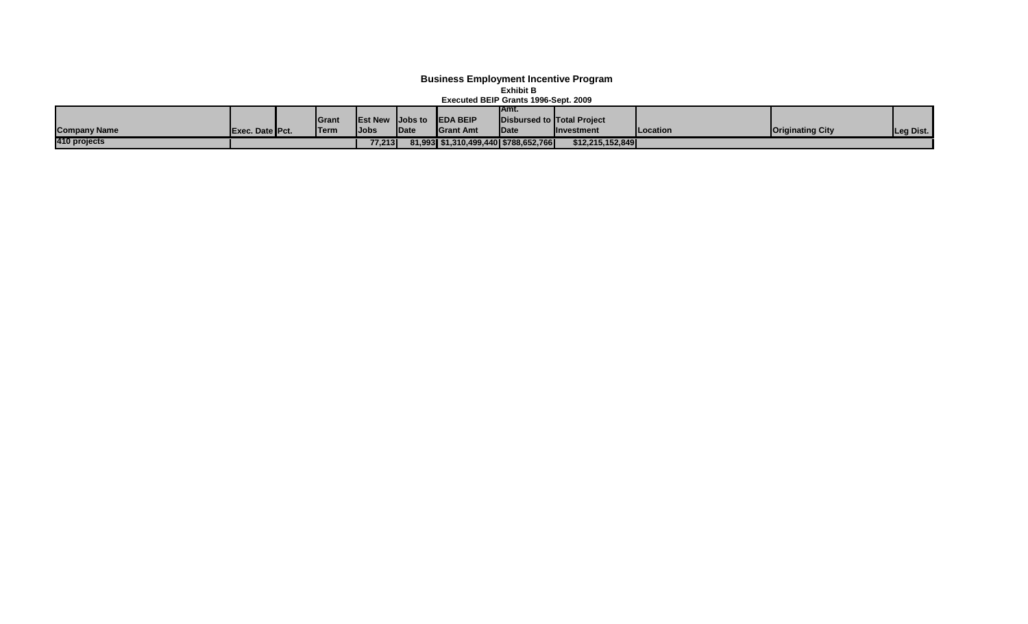**Business Employment Incentive Program**

**Exhibit B**

**Executed BEIP Grants 1996-Sept. 2009**

| Company Name | Exec. Date | Pct. | Grant Term | Est New Jobs | Jobs to Date | EDA BEIP Grant Amt | Amt. Disbursed to Date | Total Project Investment | Location | Originating City | Leg Dist. |
|---|---|---|---|---|---|---|---|---|---|---|---|
| 410 projects | | | | 77,213 | 81,993 | $1,310,499,440 | $788,652,766 | $12,215,152,849 | | | |